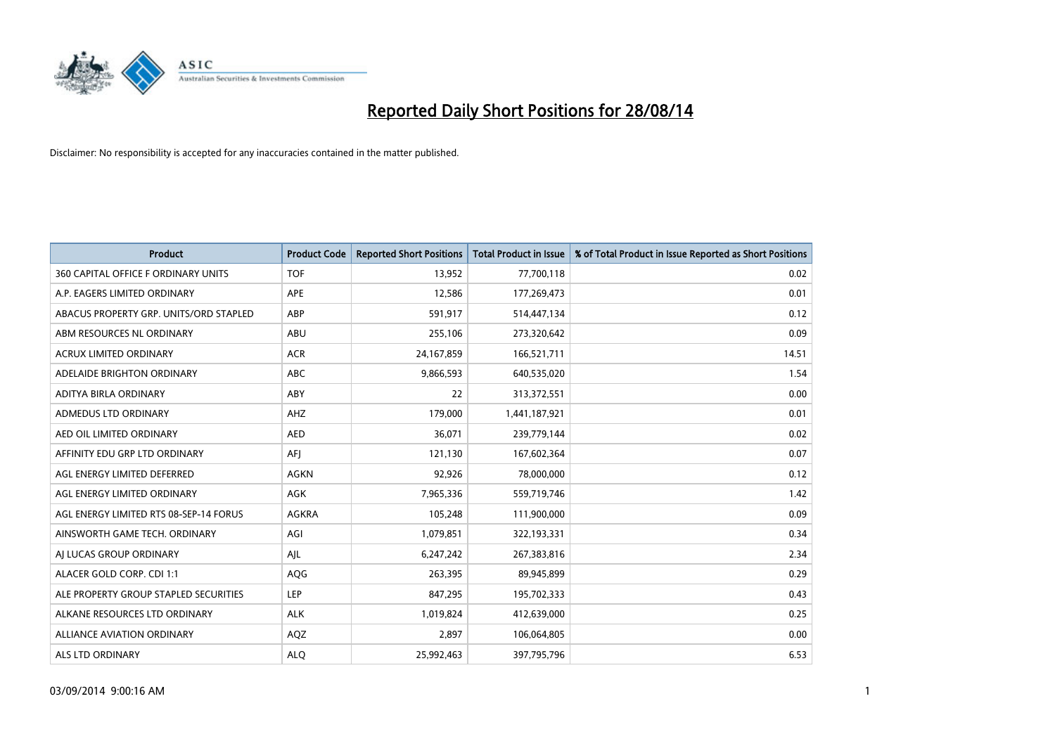# Reported Daily Short Positions for 28/08/14

Disclaimer: No responsibility is accepted for any inaccuracies contained in the matter published.

| Product | Product Code | Reported Short Positions | Total Product in Issue | % of Total Product in Issue Reported as Short Positions |
|---|---|---|---|---|
| 360 CAPITAL OFFICE F ORDINARY UNITS | TOF | 13,952 | 77,700,118 | 0.02 |
| A.P. EAGERS LIMITED ORDINARY | APE | 12,586 | 177,269,473 | 0.01 |
| ABACUS PROPERTY GRP. UNITS/ORD STAPLED | ABP | 591,917 | 514,447,134 | 0.12 |
| ABM RESOURCES NL ORDINARY | ABU | 255,106 | 273,320,642 | 0.09 |
| ACRUX LIMITED ORDINARY | ACR | 24,167,859 | 166,521,711 | 14.51 |
| ADELAIDE BRIGHTON ORDINARY | ABC | 9,866,593 | 640,535,020 | 1.54 |
| ADITYA BIRLA ORDINARY | ABY | 22 | 313,372,551 | 0.00 |
| ADMEDUS LTD ORDINARY | AHZ | 179,000 | 1,441,187,921 | 0.01 |
| AED OIL LIMITED ORDINARY | AED | 36,071 | 239,779,144 | 0.02 |
| AFFINITY EDU GRP LTD ORDINARY | AFJ | 121,130 | 167,602,364 | 0.07 |
| AGL ENERGY LIMITED DEFERRED | AGKN | 92,926 | 78,000,000 | 0.12 |
| AGL ENERGY LIMITED ORDINARY | AGK | 7,965,336 | 559,719,746 | 1.42 |
| AGL ENERGY LIMITED RTS 08-SEP-14 FORUS | AGKRA | 105,248 | 111,900,000 | 0.09 |
| AINSWORTH GAME TECH. ORDINARY | AGI | 1,079,851 | 322,193,331 | 0.34 |
| AJ LUCAS GROUP ORDINARY | AJL | 6,247,242 | 267,383,816 | 2.34 |
| ALACER GOLD CORP. CDI 1:1 | AQG | 263,395 | 89,945,899 | 0.29 |
| ALE PROPERTY GROUP STAPLED SECURITIES | LEP | 847,295 | 195,702,333 | 0.43 |
| ALKANE RESOURCES LTD ORDINARY | ALK | 1,019,824 | 412,639,000 | 0.25 |
| ALLIANCE AVIATION ORDINARY | AQZ | 2,897 | 106,064,805 | 0.00 |
| ALS LTD ORDINARY | ALQ | 25,992,463 | 397,795,796 | 6.53 |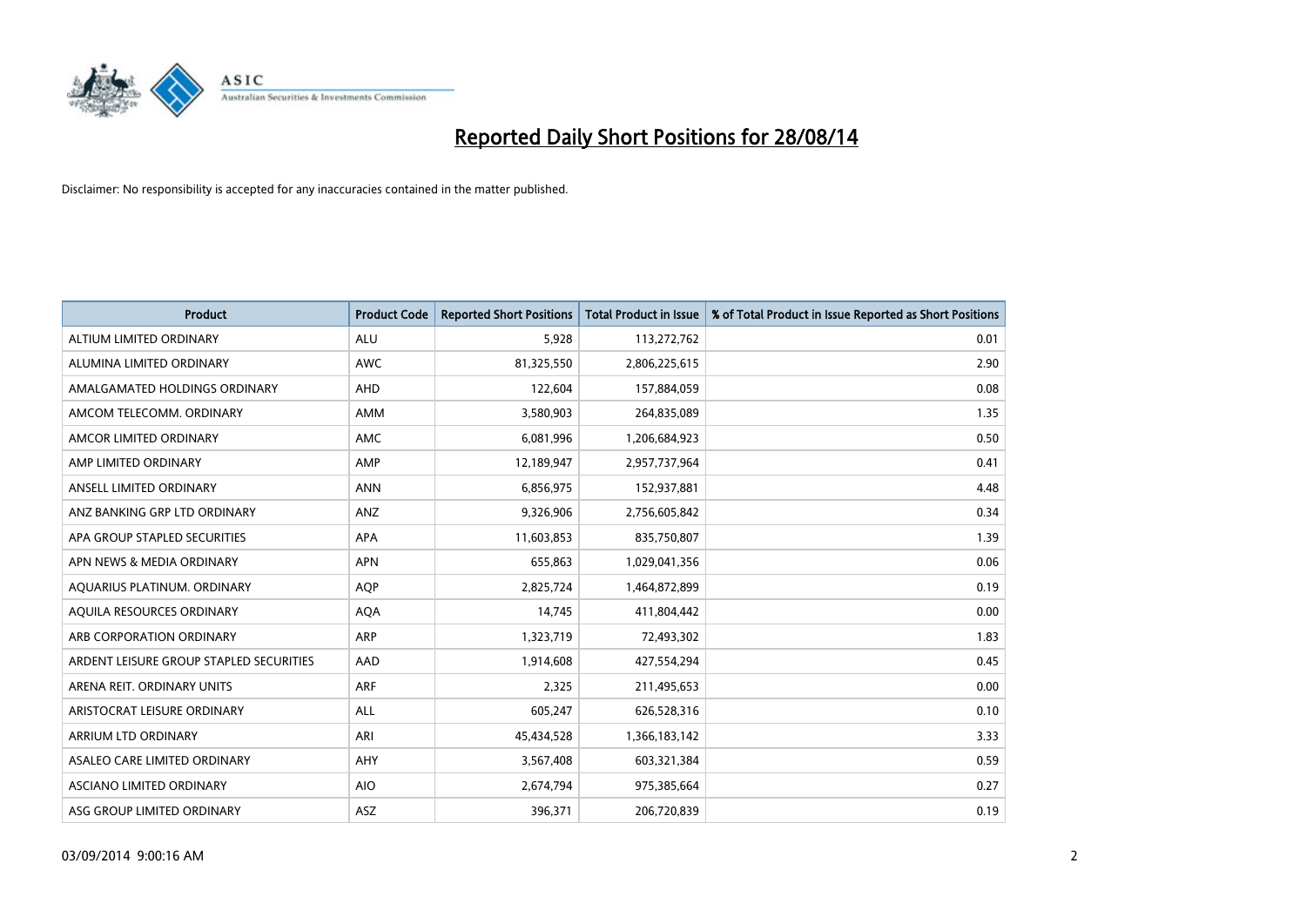# Reported Daily Short Positions for 28/08/14

Disclaimer: No responsibility is accepted for any inaccuracies contained in the matter published.

| Product | Product Code | Reported Short Positions | Total Product in Issue | % of Total Product in Issue Reported as Short Positions |
|---|---|---|---|---|
| ALTIUM LIMITED ORDINARY | ALU | 5,928 | 113,272,762 | 0.01 |
| ALUMINA LIMITED ORDINARY | AWC | 81,325,550 | 2,806,225,615 | 2.90 |
| AMALGAMATED HOLDINGS ORDINARY | AHD | 122,604 | 157,884,059 | 0.08 |
| AMCOM TELECOMM. ORDINARY | AMM | 3,580,903 | 264,835,089 | 1.35 |
| AMCOR LIMITED ORDINARY | AMC | 6,081,996 | 1,206,684,923 | 0.50 |
| AMP LIMITED ORDINARY | AMP | 12,189,947 | 2,957,737,964 | 0.41 |
| ANSELL LIMITED ORDINARY | ANN | 6,856,975 | 152,937,881 | 4.48 |
| ANZ BANKING GRP LTD ORDINARY | ANZ | 9,326,906 | 2,756,605,842 | 0.34 |
| APA GROUP STAPLED SECURITIES | APA | 11,603,853 | 835,750,807 | 1.39 |
| APN NEWS & MEDIA ORDINARY | APN | 655,863 | 1,029,041,356 | 0.06 |
| AQUARIUS PLATINUM. ORDINARY | AQP | 2,825,724 | 1,464,872,899 | 0.19 |
| AQUILA RESOURCES ORDINARY | AQA | 14,745 | 411,804,442 | 0.00 |
| ARB CORPORATION ORDINARY | ARP | 1,323,719 | 72,493,302 | 1.83 |
| ARDENT LEISURE GROUP STAPLED SECURITIES | AAD | 1,914,608 | 427,554,294 | 0.45 |
| ARENA REIT. ORDINARY UNITS | ARF | 2,325 | 211,495,653 | 0.00 |
| ARISTOCRAT LEISURE ORDINARY | ALL | 605,247 | 626,528,316 | 0.10 |
| ARRIUM LTD ORDINARY | ARI | 45,434,528 | 1,366,183,142 | 3.33 |
| ASALEO CARE LIMITED ORDINARY | AHY | 3,567,408 | 603,321,384 | 0.59 |
| ASCIANO LIMITED ORDINARY | AIO | 2,674,794 | 975,385,664 | 0.27 |
| ASG GROUP LIMITED ORDINARY | ASZ | 396,371 | 206,720,839 | 0.19 |

03/09/2014 9:00:16 AM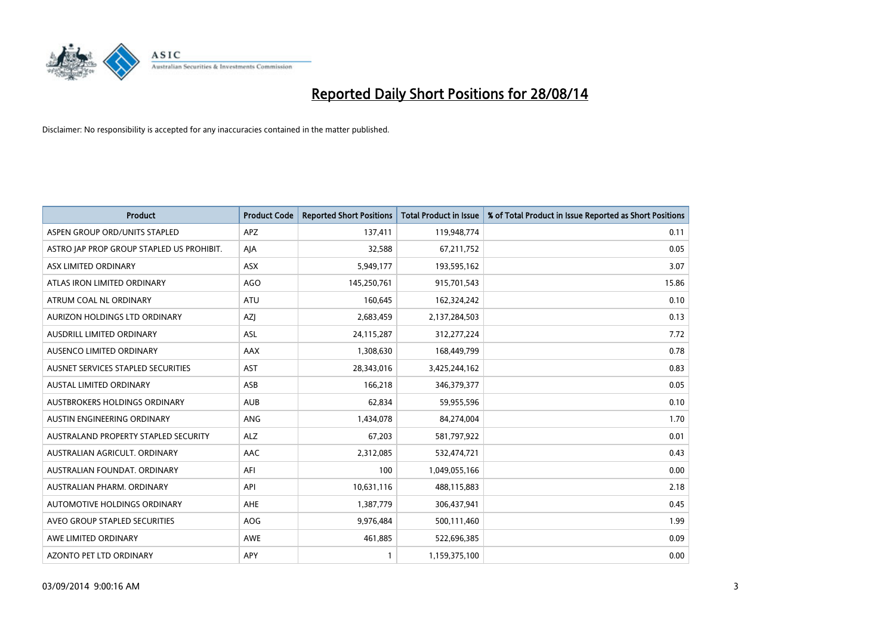# Reported Daily Short Positions for 28/08/14

Disclaimer: No responsibility is accepted for any inaccuracies contained in the matter published.

| Product | Product Code | Reported Short Positions | Total Product in Issue | % of Total Product in Issue Reported as Short Positions |
|---|---|---|---|---|
| ASPEN GROUP ORD/UNITS STAPLED | APZ | 137,411 | 119,948,774 | 0.11 |
| ASTRO JAP PROP GROUP STAPLED US PROHIBIT. | AJA | 32,588 | 67,211,752 | 0.05 |
| ASX LIMITED ORDINARY | ASX | 5,949,177 | 193,595,162 | 3.07 |
| ATLAS IRON LIMITED ORDINARY | AGO | 145,250,761 | 915,701,543 | 15.86 |
| ATRUM COAL NL ORDINARY | ATU | 160,645 | 162,324,242 | 0.10 |
| AURIZON HOLDINGS LTD ORDINARY | AZJ | 2,683,459 | 2,137,284,503 | 0.13 |
| AUSDRILL LIMITED ORDINARY | ASL | 24,115,287 | 312,277,224 | 7.72 |
| AUSENCO LIMITED ORDINARY | AAX | 1,308,630 | 168,449,799 | 0.78 |
| AUSNET SERVICES STAPLED SECURITIES | AST | 28,343,016 | 3,425,244,162 | 0.83 |
| AUSTAL LIMITED ORDINARY | ASB | 166,218 | 346,379,377 | 0.05 |
| AUSTBROKERS HOLDINGS ORDINARY | AUB | 62,834 | 59,955,596 | 0.10 |
| AUSTIN ENGINEERING ORDINARY | ANG | 1,434,078 | 84,274,004 | 1.70 |
| AUSTRALAND PROPERTY STAPLED SECURITY | ALZ | 67,203 | 581,797,922 | 0.01 |
| AUSTRALIAN AGRICULT. ORDINARY | AAC | 2,312,085 | 532,474,721 | 0.43 |
| AUSTRALIAN FOUNDAT. ORDINARY | AFI | 100 | 1,049,055,166 | 0.00 |
| AUSTRALIAN PHARM. ORDINARY | API | 10,631,116 | 488,115,883 | 2.18 |
| AUTOMOTIVE HOLDINGS ORDINARY | AHE | 1,387,779 | 306,437,941 | 0.45 |
| AVEO GROUP STAPLED SECURITIES | AOG | 9,976,484 | 500,111,460 | 1.99 |
| AWE LIMITED ORDINARY | AWE | 461,885 | 522,696,385 | 0.09 |
| AZONTO PET LTD ORDINARY | APY | 1 | 1,159,375,100 | 0.00 |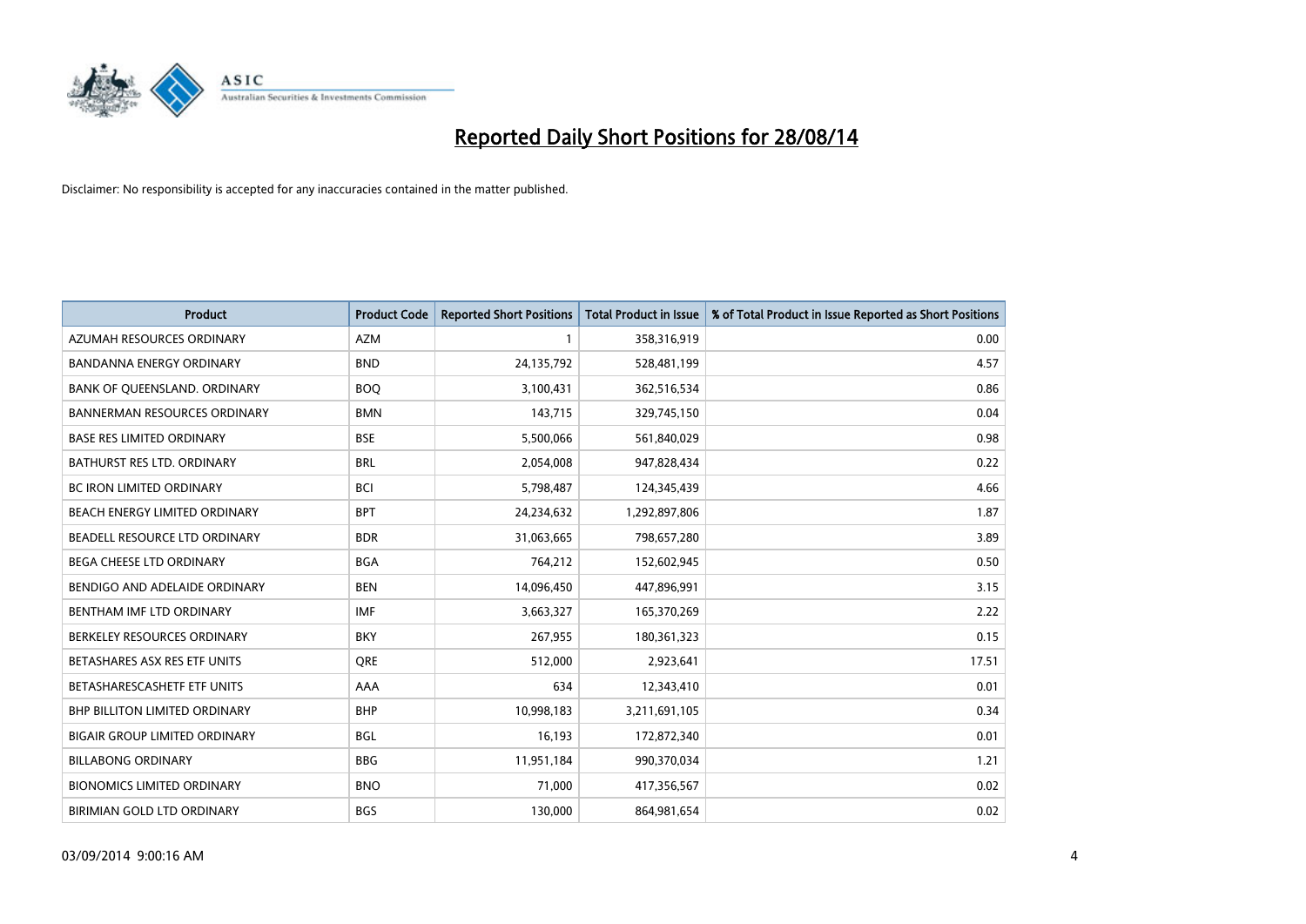# Reported Daily Short Positions for 28/08/14

Disclaimer: No responsibility is accepted for any inaccuracies contained in the matter published.

| Product | Product Code | Reported Short Positions | Total Product in Issue | % of Total Product in Issue Reported as Short Positions |
|---|---|---|---|---|
| AZUMAH RESOURCES ORDINARY | AZM | 1 | 358,316,919 | 0.00 |
| BANDANNA ENERGY ORDINARY | BND | 24,135,792 | 528,481,199 | 4.57 |
| BANK OF QUEENSLAND. ORDINARY | BOQ | 3,100,431 | 362,516,534 | 0.86 |
| BANNERMAN RESOURCES ORDINARY | BMN | 143,715 | 329,745,150 | 0.04 |
| BASE RES LIMITED ORDINARY | BSE | 5,500,066 | 561,840,029 | 0.98 |
| BATHURST RES LTD. ORDINARY | BRL | 2,054,008 | 947,828,434 | 0.22 |
| BC IRON LIMITED ORDINARY | BCI | 5,798,487 | 124,345,439 | 4.66 |
| BEACH ENERGY LIMITED ORDINARY | BPT | 24,234,632 | 1,292,897,806 | 1.87 |
| BEADELL RESOURCE LTD ORDINARY | BDR | 31,063,665 | 798,657,280 | 3.89 |
| BEGA CHEESE LTD ORDINARY | BGA | 764,212 | 152,602,945 | 0.50 |
| BENDIGO AND ADELAIDE ORDINARY | BEN | 14,096,450 | 447,896,991 | 3.15 |
| BENTHAM IMF LTD ORDINARY | IMF | 3,663,327 | 165,370,269 | 2.22 |
| BERKELEY RESOURCES ORDINARY | BKY | 267,955 | 180,361,323 | 0.15 |
| BETASHARES ASX RES ETF UNITS | QRE | 512,000 | 2,923,641 | 17.51 |
| BETASHARESCASHETF ETF UNITS | AAA | 634 | 12,343,410 | 0.01 |
| BHP BILLITON LIMITED ORDINARY | BHP | 10,998,183 | 3,211,691,105 | 0.34 |
| BIGAIR GROUP LIMITED ORDINARY | BGL | 16,193 | 172,872,340 | 0.01 |
| BILLABONG ORDINARY | BBG | 11,951,184 | 990,370,034 | 1.21 |
| BIONOMICS LIMITED ORDINARY | BNO | 71,000 | 417,356,567 | 0.02 |
| BIRIMIAN GOLD LTD ORDINARY | BGS | 130,000 | 864,981,654 | 0.02 |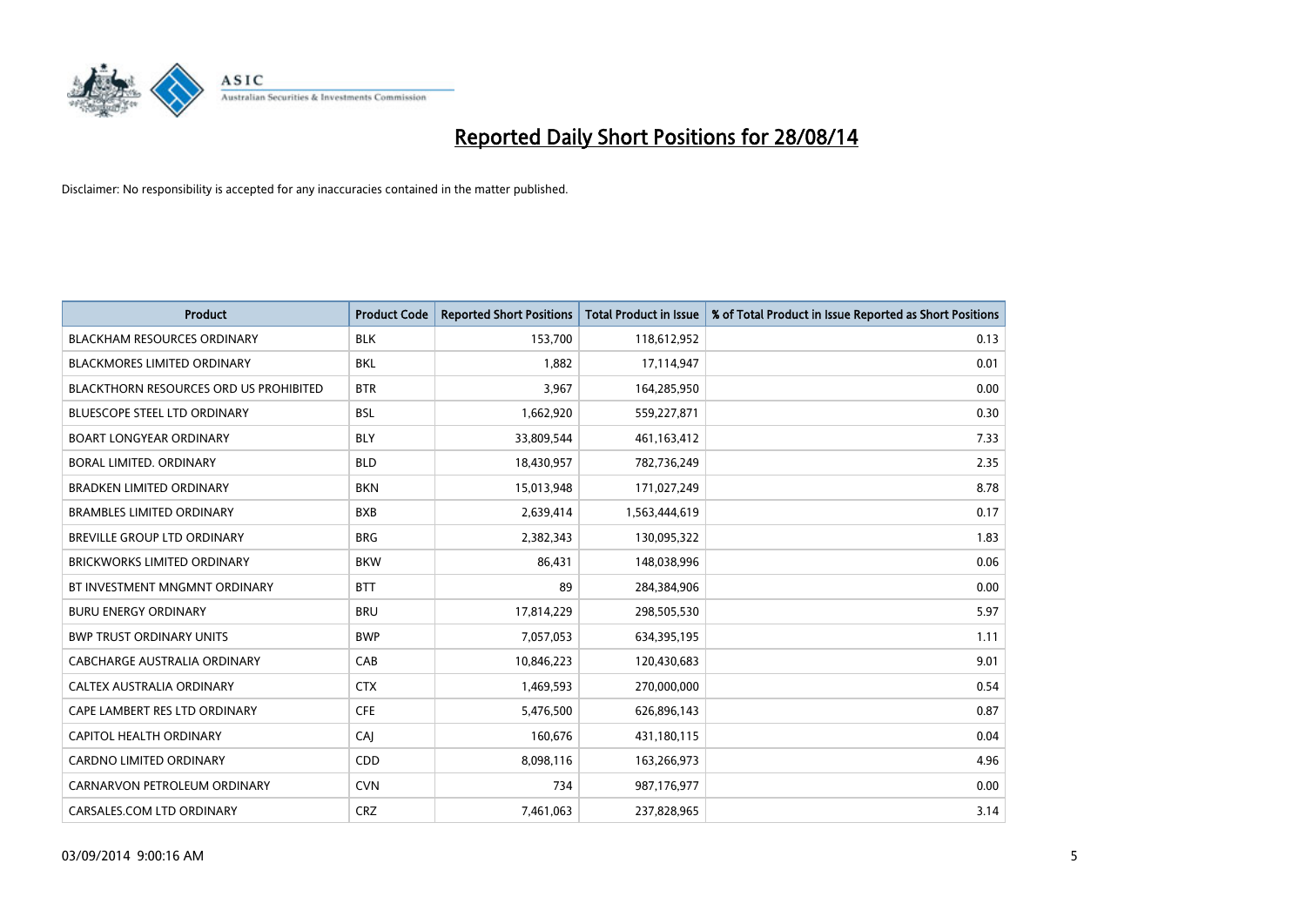# Reported Daily Short Positions for 28/08/14

Disclaimer: No responsibility is accepted for any inaccuracies contained in the matter published.

| Product | Product Code | Reported Short Positions | Total Product in Issue | % of Total Product in Issue Reported as Short Positions |
|---|---|---|---|---|
| BLACKHAM RESOURCES ORDINARY | BLK | 153,700 | 118,612,952 | 0.13 |
| BLACKMORES LIMITED ORDINARY | BKL | 1,882 | 17,114,947 | 0.01 |
| BLACKTHORN RESOURCES ORD US PROHIBITED | BTR | 3,967 | 164,285,950 | 0.00 |
| BLUESCOPE STEEL LTD ORDINARY | BSL | 1,662,920 | 559,227,871 | 0.30 |
| BOART LONGYEAR ORDINARY | BLY | 33,809,544 | 461,163,412 | 7.33 |
| BORAL LIMITED. ORDINARY | BLD | 18,430,957 | 782,736,249 | 2.35 |
| BRADKEN LIMITED ORDINARY | BKN | 15,013,948 | 171,027,249 | 8.78 |
| BRAMBLES LIMITED ORDINARY | BXB | 2,639,414 | 1,563,444,619 | 0.17 |
| BREVILLE GROUP LTD ORDINARY | BRG | 2,382,343 | 130,095,322 | 1.83 |
| BRICKWORKS LIMITED ORDINARY | BKW | 86,431 | 148,038,996 | 0.06 |
| BT INVESTMENT MNGMNT ORDINARY | BTT | 89 | 284,384,906 | 0.00 |
| BURU ENERGY ORDINARY | BRU | 17,814,229 | 298,505,530 | 5.97 |
| BWP TRUST ORDINARY UNITS | BWP | 7,057,053 | 634,395,195 | 1.11 |
| CABCHARGE AUSTRALIA ORDINARY | CAB | 10,846,223 | 120,430,683 | 9.01 |
| CALTEX AUSTRALIA ORDINARY | CTX | 1,469,593 | 270,000,000 | 0.54 |
| CAPE LAMBERT RES LTD ORDINARY | CFE | 5,476,500 | 626,896,143 | 0.87 |
| CAPITOL HEALTH ORDINARY | CAJ | 160,676 | 431,180,115 | 0.04 |
| CARDNO LIMITED ORDINARY | CDD | 8,098,116 | 163,266,973 | 4.96 |
| CARNARVON PETROLEUM ORDINARY | CVN | 734 | 987,176,977 | 0.00 |
| CARSALES.COM LTD ORDINARY | CRZ | 7,461,063 | 237,828,965 | 3.14 |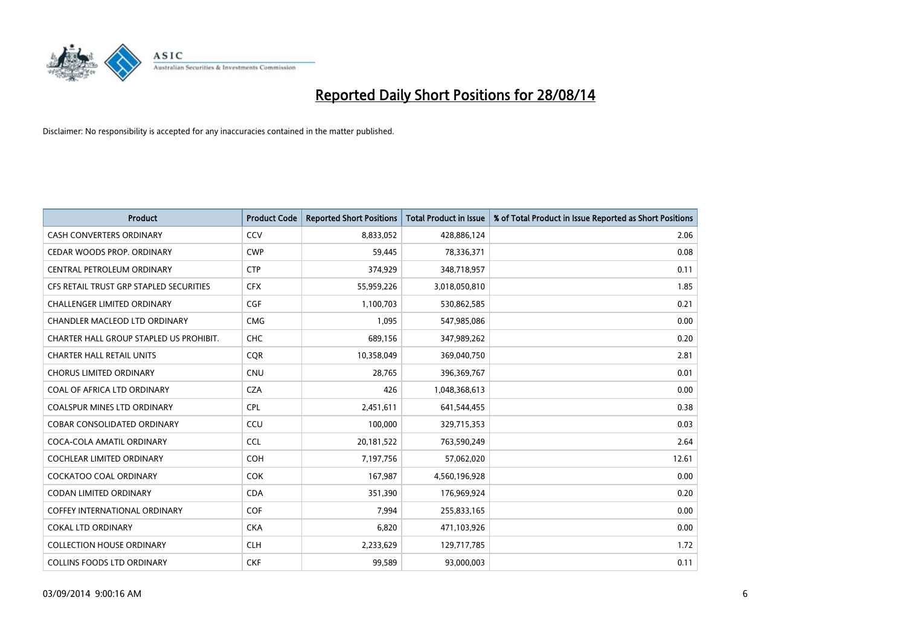# Reported Daily Short Positions for 28/08/14

Disclaimer: No responsibility is accepted for any inaccuracies contained in the matter published.

| Product | Product Code | Reported Short Positions | Total Product in Issue | % of Total Product in Issue Reported as Short Positions |
|---|---|---|---|---|
| CASH CONVERTERS ORDINARY | CCV | 8,833,052 | 428,886,124 | 2.06 |
| CEDAR WOODS PROP. ORDINARY | CWP | 59,445 | 78,336,371 | 0.08 |
| CENTRAL PETROLEUM ORDINARY | CTP | 374,929 | 348,718,957 | 0.11 |
| CFS RETAIL TRUST GRP STAPLED SECURITIES | CFX | 55,959,226 | 3,018,050,810 | 1.85 |
| CHALLENGER LIMITED ORDINARY | CGF | 1,100,703 | 530,862,585 | 0.21 |
| CHANDLER MACLEOD LTD ORDINARY | CMG | 1,095 | 547,985,086 | 0.00 |
| CHARTER HALL GROUP STAPLED US PROHIBIT. | CHC | 689,156 | 347,989,262 | 0.20 |
| CHARTER HALL RETAIL UNITS | CQR | 10,358,049 | 369,040,750 | 2.81 |
| CHORUS LIMITED ORDINARY | CNU | 28,765 | 396,369,767 | 0.01 |
| COAL OF AFRICA LTD ORDINARY | CZA | 426 | 1,048,368,613 | 0.00 |
| COALSPUR MINES LTD ORDINARY | CPL | 2,451,611 | 641,544,455 | 0.38 |
| COBAR CONSOLIDATED ORDINARY | CCU | 100,000 | 329,715,353 | 0.03 |
| COCA-COLA AMATIL ORDINARY | CCL | 20,181,522 | 763,590,249 | 2.64 |
| COCHLEAR LIMITED ORDINARY | COH | 7,197,756 | 57,062,020 | 12.61 |
| COCKATOO COAL ORDINARY | COK | 167,987 | 4,560,196,928 | 0.00 |
| CODAN LIMITED ORDINARY | CDA | 351,390 | 176,969,924 | 0.20 |
| COFFEY INTERNATIONAL ORDINARY | COF | 7,994 | 255,833,165 | 0.00 |
| COKAL LTD ORDINARY | CKA | 6,820 | 471,103,926 | 0.00 |
| COLLECTION HOUSE ORDINARY | CLH | 2,233,629 | 129,717,785 | 1.72 |
| COLLINS FOODS LTD ORDINARY | CKF | 99,589 | 93,000,003 | 0.11 |

03/09/2014 9:00:16 AM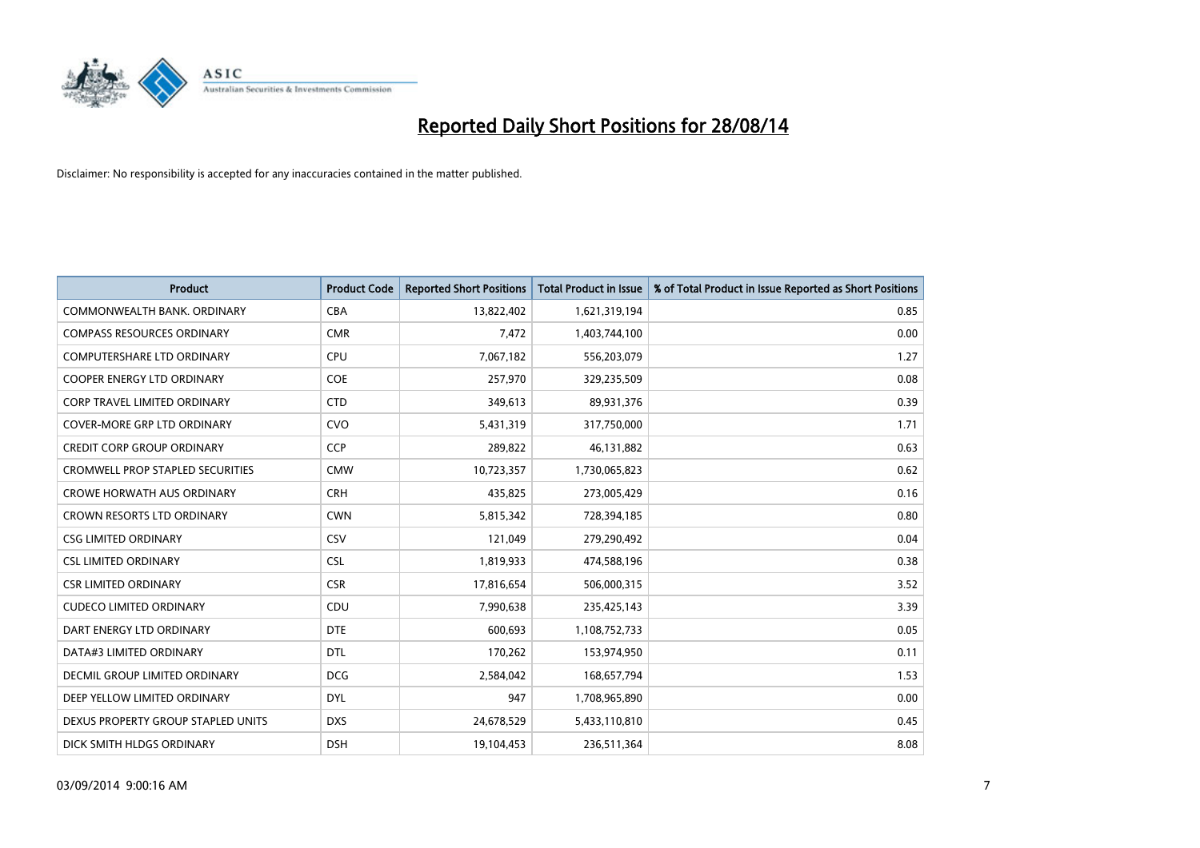# Reported Daily Short Positions for 28/08/14

Disclaimer: No responsibility is accepted for any inaccuracies contained in the matter published.

| Product | Product Code | Reported Short Positions | Total Product in Issue | % of Total Product in Issue Reported as Short Positions |
|---|---|---|---|---|
| COMMONWEALTH BANK. ORDINARY | CBA | 13,822,402 | 1,621,319,194 | 0.85 |
| COMPASS RESOURCES ORDINARY | CMR | 7,472 | 1,403,744,100 | 0.00 |
| COMPUTERSHARE LTD ORDINARY | CPU | 7,067,182 | 556,203,079 | 1.27 |
| COOPER ENERGY LTD ORDINARY | COE | 257,970 | 329,235,509 | 0.08 |
| CORP TRAVEL LIMITED ORDINARY | CTD | 349,613 | 89,931,376 | 0.39 |
| COVER-MORE GRP LTD ORDINARY | CVO | 5,431,319 | 317,750,000 | 1.71 |
| CREDIT CORP GROUP ORDINARY | CCP | 289,822 | 46,131,882 | 0.63 |
| CROMWELL PROP STAPLED SECURITIES | CMW | 10,723,357 | 1,730,065,823 | 0.62 |
| CROWE HORWATH AUS ORDINARY | CRH | 435,825 | 273,005,429 | 0.16 |
| CROWN RESORTS LTD ORDINARY | CWN | 5,815,342 | 728,394,185 | 0.80 |
| CSG LIMITED ORDINARY | CSV | 121,049 | 279,290,492 | 0.04 |
| CSL LIMITED ORDINARY | CSL | 1,819,933 | 474,588,196 | 0.38 |
| CSR LIMITED ORDINARY | CSR | 17,816,654 | 506,000,315 | 3.52 |
| CUDECO LIMITED ORDINARY | CDU | 7,990,638 | 235,425,143 | 3.39 |
| DART ENERGY LTD ORDINARY | DTE | 600,693 | 1,108,752,733 | 0.05 |
| DATA#3 LIMITED ORDINARY | DTL | 170,262 | 153,974,950 | 0.11 |
| DECMIL GROUP LIMITED ORDINARY | DCG | 2,584,042 | 168,657,794 | 1.53 |
| DEEP YELLOW LIMITED ORDINARY | DYL | 947 | 1,708,965,890 | 0.00 |
| DEXUS PROPERTY GROUP STAPLED UNITS | DXS | 24,678,529 | 5,433,110,810 | 0.45 |
| DICK SMITH HLDGS ORDINARY | DSH | 19,104,453 | 236,511,364 | 8.08 |

03/09/2014 9:00:16 AM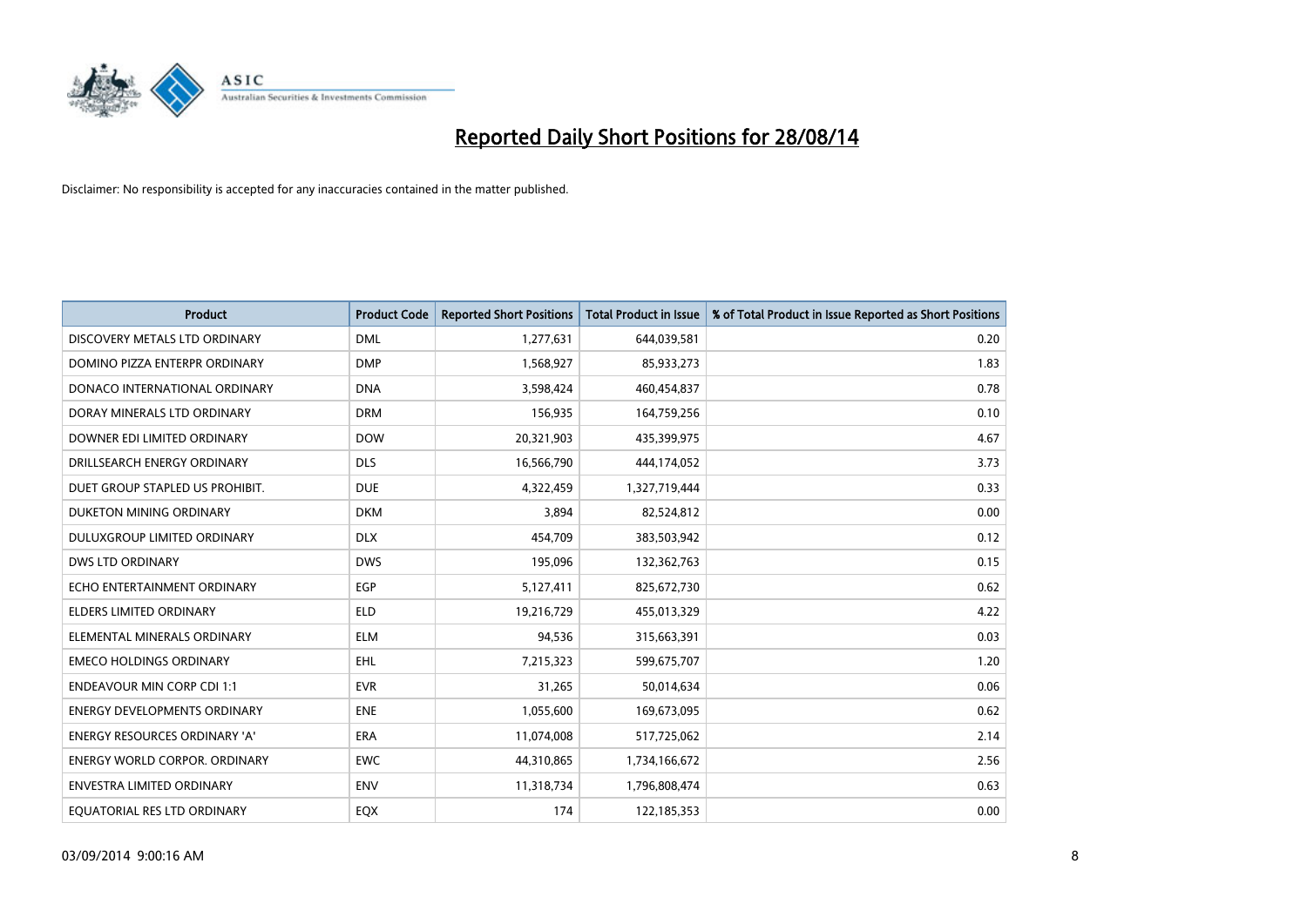# Reported Daily Short Positions for 28/08/14

Disclaimer: No responsibility is accepted for any inaccuracies contained in the matter published.

| Product | Product Code | Reported Short Positions | Total Product in Issue | % of Total Product in Issue Reported as Short Positions |
|---|---|---|---|---|
| DISCOVERY METALS LTD ORDINARY | DML | 1,277,631 | 644,039,581 | 0.20 |
| DOMINO PIZZA ENTERPR ORDINARY | DMP | 1,568,927 | 85,933,273 | 1.83 |
| DONACO INTERNATIONAL ORDINARY | DNA | 3,598,424 | 460,454,837 | 0.78 |
| DORAY MINERALS LTD ORDINARY | DRM | 156,935 | 164,759,256 | 0.10 |
| DOWNER EDI LIMITED ORDINARY | DOW | 20,321,903 | 435,399,975 | 4.67 |
| DRILLSEARCH ENERGY ORDINARY | DLS | 16,566,790 | 444,174,052 | 3.73 |
| DUET GROUP STAPLED US PROHIBIT. | DUE | 4,322,459 | 1,327,719,444 | 0.33 |
| DUKETON MINING ORDINARY | DKM | 3,894 | 82,524,812 | 0.00 |
| DULUXGROUP LIMITED ORDINARY | DLX | 454,709 | 383,503,942 | 0.12 |
| DWS LTD ORDINARY | DWS | 195,096 | 132,362,763 | 0.15 |
| ECHO ENTERTAINMENT ORDINARY | EGP | 5,127,411 | 825,672,730 | 0.62 |
| ELDERS LIMITED ORDINARY | ELD | 19,216,729 | 455,013,329 | 4.22 |
| ELEMENTAL MINERALS ORDINARY | ELM | 94,536 | 315,663,391 | 0.03 |
| EMECO HOLDINGS ORDINARY | EHL | 7,215,323 | 599,675,707 | 1.20 |
| ENDEAVOUR MIN CORP CDI 1:1 | EVR | 31,265 | 50,014,634 | 0.06 |
| ENERGY DEVELOPMENTS ORDINARY | ENE | 1,055,600 | 169,673,095 | 0.62 |
| ENERGY RESOURCES ORDINARY 'A' | ERA | 11,074,008 | 517,725,062 | 2.14 |
| ENERGY WORLD CORPOR. ORDINARY | EWC | 44,310,865 | 1,734,166,672 | 2.56 |
| ENVESTRA LIMITED ORDINARY | ENV | 11,318,734 | 1,796,808,474 | 0.63 |
| EQUATORIAL RES LTD ORDINARY | EQX | 174 | 122,185,353 | 0.00 |

03/09/2014 9:00:16 AM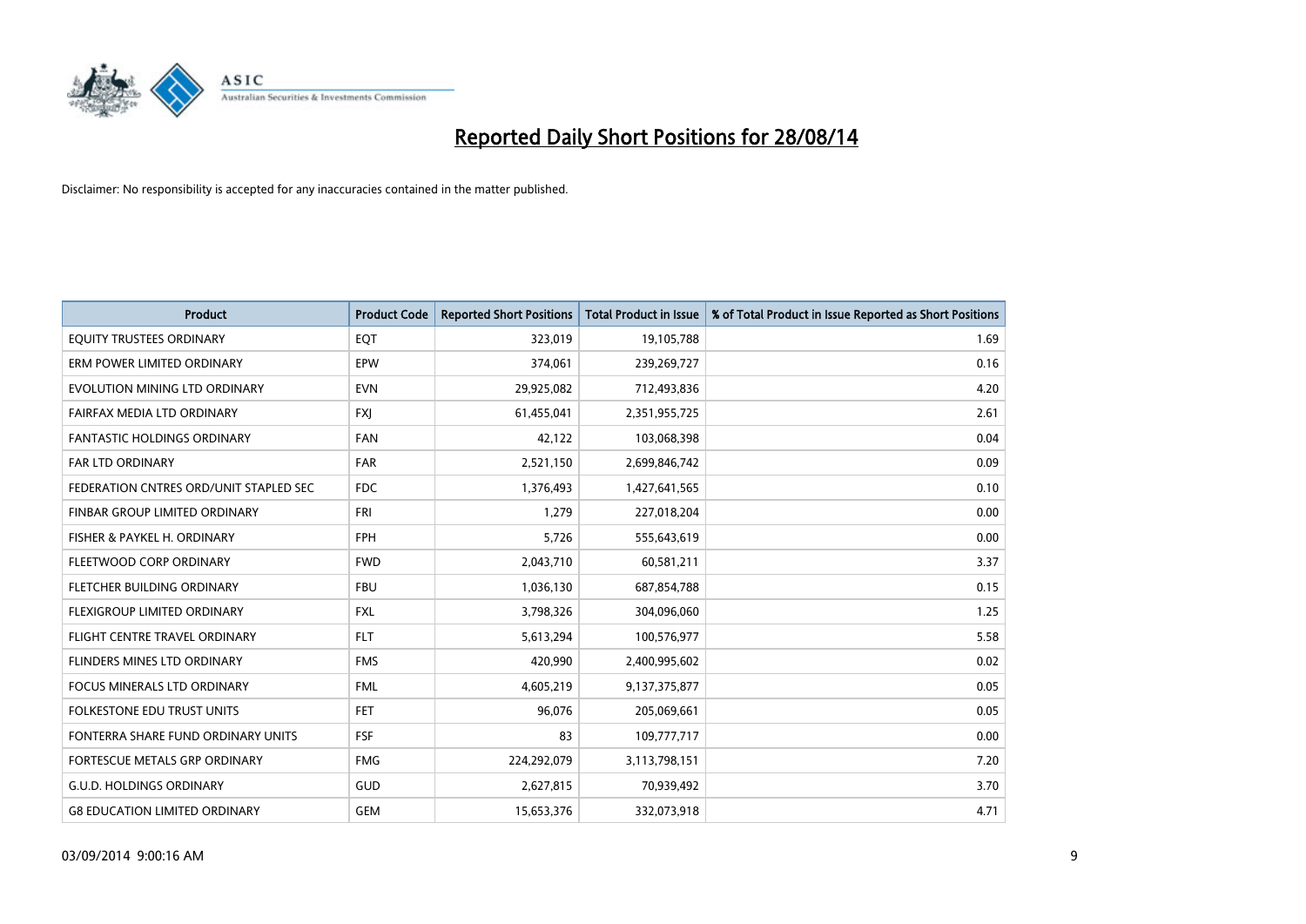# Reported Daily Short Positions for 28/08/14

Disclaimer: No responsibility is accepted for any inaccuracies contained in the matter published.

| Product | Product Code | Reported Short Positions | Total Product in Issue | % of Total Product in Issue Reported as Short Positions |
|---|---|---|---|---|
| EQUITY TRUSTEES ORDINARY | EQT | 323,019 | 19,105,788 | 1.69 |
| ERM POWER LIMITED ORDINARY | EPW | 374,061 | 239,269,727 | 0.16 |
| EVOLUTION MINING LTD ORDINARY | EVN | 29,925,082 | 712,493,836 | 4.20 |
| FAIRFAX MEDIA LTD ORDINARY | FXJ | 61,455,041 | 2,351,955,725 | 2.61 |
| FANTASTIC HOLDINGS ORDINARY | FAN | 42,122 | 103,068,398 | 0.04 |
| FAR LTD ORDINARY | FAR | 2,521,150 | 2,699,846,742 | 0.09 |
| FEDERATION CNTRES ORD/UNIT STAPLED SEC | FDC | 1,376,493 | 1,427,641,565 | 0.10 |
| FINBAR GROUP LIMITED ORDINARY | FRI | 1,279 | 227,018,204 | 0.00 |
| FISHER & PAYKEL H. ORDINARY | FPH | 5,726 | 555,643,619 | 0.00 |
| FLEETWOOD CORP ORDINARY | FWD | 2,043,710 | 60,581,211 | 3.37 |
| FLETCHER BUILDING ORDINARY | FBU | 1,036,130 | 687,854,788 | 0.15 |
| FLEXIGROUP LIMITED ORDINARY | FXL | 3,798,326 | 304,096,060 | 1.25 |
| FLIGHT CENTRE TRAVEL ORDINARY | FLT | 5,613,294 | 100,576,977 | 5.58 |
| FLINDERS MINES LTD ORDINARY | FMS | 420,990 | 2,400,995,602 | 0.02 |
| FOCUS MINERALS LTD ORDINARY | FML | 4,605,219 | 9,137,375,877 | 0.05 |
| FOLKESTONE EDU TRUST UNITS | FET | 96,076 | 205,069,661 | 0.05 |
| FONTERRA SHARE FUND ORDINARY UNITS | FSF | 83 | 109,777,717 | 0.00 |
| FORTESCUE METALS GRP ORDINARY | FMG | 224,292,079 | 3,113,798,151 | 7.20 |
| G.U.D. HOLDINGS ORDINARY | GUD | 2,627,815 | 70,939,492 | 3.70 |
| G8 EDUCATION LIMITED ORDINARY | GEM | 15,653,376 | 332,073,918 | 4.71 |

03/09/2014 9:00:16 AM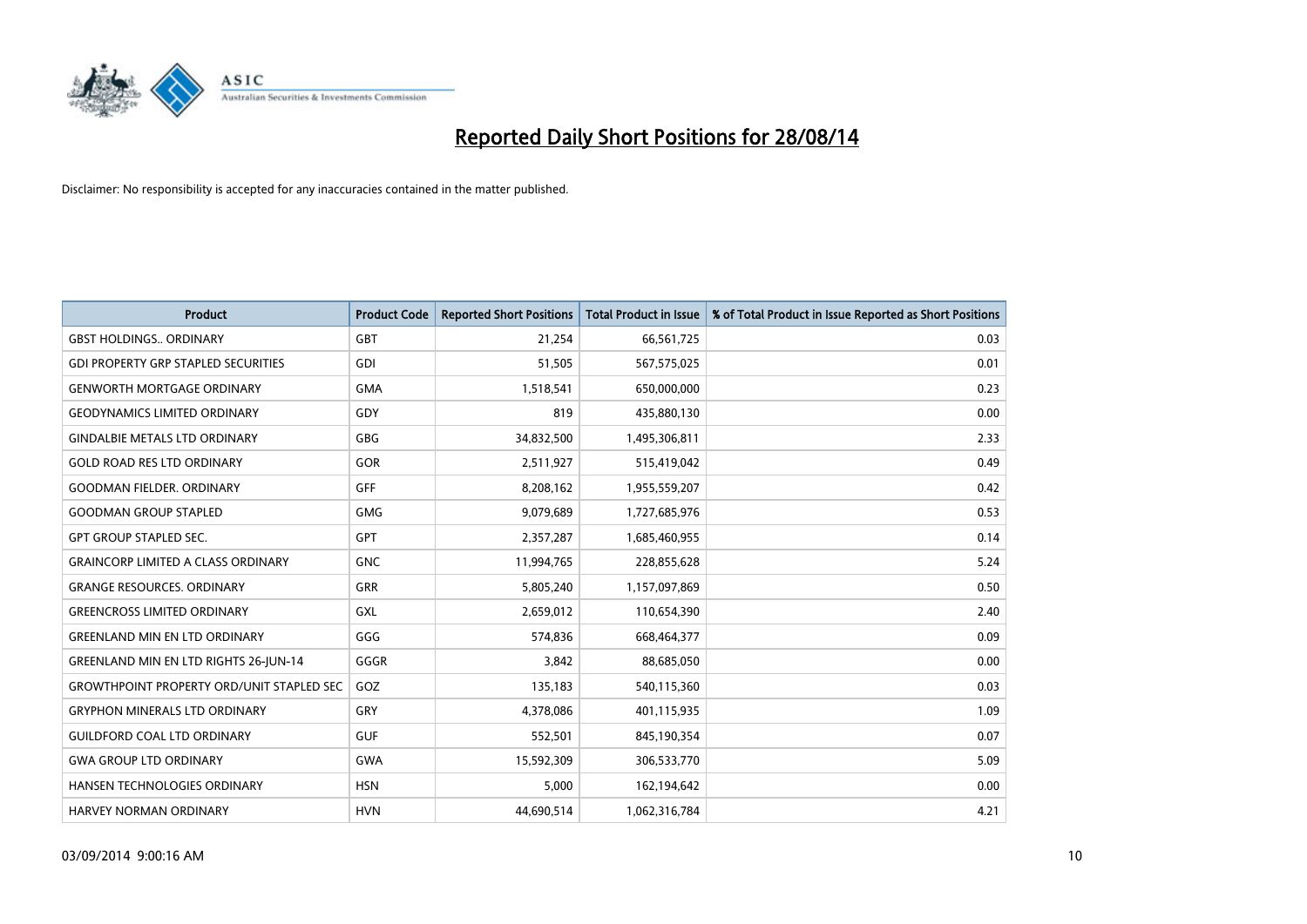# Reported Daily Short Positions for 28/08/14

Disclaimer: No responsibility is accepted for any inaccuracies contained in the matter published.

| Product | Product Code | Reported Short Positions | Total Product in Issue | % of Total Product in Issue Reported as Short Positions |
|---|---|---|---|---|
| GBST HOLDINGS.. ORDINARY | GBT | 21,254 | 66,561,725 | 0.03 |
| GDI PROPERTY GRP STAPLED SECURITIES | GDI | 51,505 | 567,575,025 | 0.01 |
| GENWORTH MORTGAGE ORDINARY | GMA | 1,518,541 | 650,000,000 | 0.23 |
| GEODYNAMICS LIMITED ORDINARY | GDY | 819 | 435,880,130 | 0.00 |
| GINDALBIE METALS LTD ORDINARY | GBG | 34,832,500 | 1,495,306,811 | 2.33 |
| GOLD ROAD RES LTD ORDINARY | GOR | 2,511,927 | 515,419,042 | 0.49 |
| GOODMAN FIELDER. ORDINARY | GFF | 8,208,162 | 1,955,559,207 | 0.42 |
| GOODMAN GROUP STAPLED | GMG | 9,079,689 | 1,727,685,976 | 0.53 |
| GPT GROUP STAPLED SEC. | GPT | 2,357,287 | 1,685,460,955 | 0.14 |
| GRAINCORP LIMITED A CLASS ORDINARY | GNC | 11,994,765 | 228,855,628 | 5.24 |
| GRANGE RESOURCES. ORDINARY | GRR | 5,805,240 | 1,157,097,869 | 0.50 |
| GREENCROSS LIMITED ORDINARY | GXL | 2,659,012 | 110,654,390 | 2.40 |
| GREENLAND MIN EN LTD ORDINARY | GGG | 574,836 | 668,464,377 | 0.09 |
| GREENLAND MIN EN LTD RIGHTS 26-JUN-14 | GGGR | 3,842 | 88,685,050 | 0.00 |
| GROWTHPOINT PROPERTY ORD/UNIT STAPLED SEC | GOZ | 135,183 | 540,115,360 | 0.03 |
| GRYPHON MINERALS LTD ORDINARY | GRY | 4,378,086 | 401,115,935 | 1.09 |
| GUILDFORD COAL LTD ORDINARY | GUF | 552,501 | 845,190,354 | 0.07 |
| GWA GROUP LTD ORDINARY | GWA | 15,592,309 | 306,533,770 | 5.09 |
| HANSEN TECHNOLOGIES ORDINARY | HSN | 5,000 | 162,194,642 | 0.00 |
| HARVEY NORMAN ORDINARY | HVN | 44,690,514 | 1,062,316,784 | 4.21 |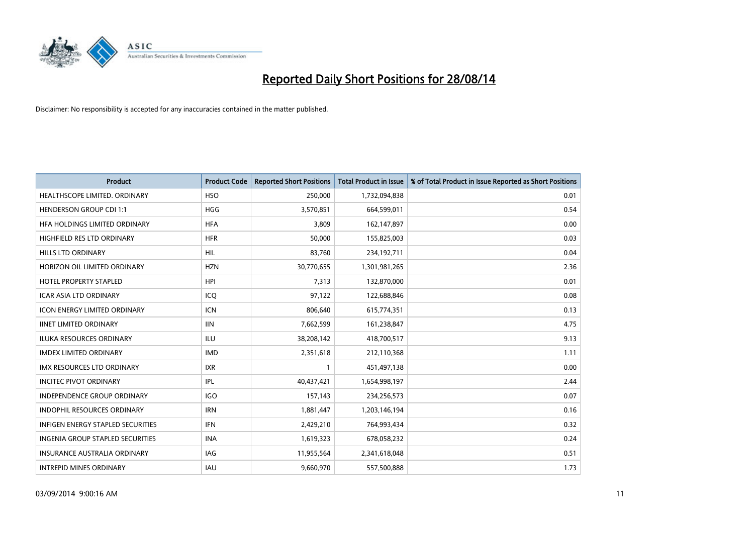# Reported Daily Short Positions for 28/08/14

Disclaimer: No responsibility is accepted for any inaccuracies contained in the matter published.

| Product | Product Code | Reported Short Positions | Total Product in Issue | % of Total Product in Issue Reported as Short Positions |
|---|---|---|---|---|
| HEALTHSCOPE LIMITED. ORDINARY | HSO | 250,000 | 1,732,094,838 | 0.01 |
| HENDERSON GROUP CDI 1:1 | HGG | 3,570,851 | 664,599,011 | 0.54 |
| HFA HOLDINGS LIMITED ORDINARY | HFA | 3,809 | 162,147,897 | 0.00 |
| HIGHFIELD RES LTD ORDINARY | HFR | 50,000 | 155,825,003 | 0.03 |
| HILLS LTD ORDINARY | HIL | 83,760 | 234,192,711 | 0.04 |
| HORIZON OIL LIMITED ORDINARY | HZN | 30,770,655 | 1,301,981,265 | 2.36 |
| HOTEL PROPERTY STAPLED | HPI | 7,313 | 132,870,000 | 0.01 |
| ICAR ASIA LTD ORDINARY | ICQ | 97,122 | 122,688,846 | 0.08 |
| ICON ENERGY LIMITED ORDINARY | ICN | 806,640 | 615,774,351 | 0.13 |
| IINET LIMITED ORDINARY | IIN | 7,662,599 | 161,238,847 | 4.75 |
| ILUKA RESOURCES ORDINARY | ILU | 38,208,142 | 418,700,517 | 9.13 |
| IMDEX LIMITED ORDINARY | IMD | 2,351,618 | 212,110,368 | 1.11 |
| IMX RESOURCES LTD ORDINARY | IXR | 1 | 451,497,138 | 0.00 |
| INCITEC PIVOT ORDINARY | IPL | 40,437,421 | 1,654,998,197 | 2.44 |
| INDEPENDENCE GROUP ORDINARY | IGO | 157,143 | 234,256,573 | 0.07 |
| INDOPHIL RESOURCES ORDINARY | IRN | 1,881,447 | 1,203,146,194 | 0.16 |
| INFIGEN ENERGY STAPLED SECURITIES | IFN | 2,429,210 | 764,993,434 | 0.32 |
| INGENIA GROUP STAPLED SECURITIES | INA | 1,619,323 | 678,058,232 | 0.24 |
| INSURANCE AUSTRALIA ORDINARY | IAG | 11,955,564 | 2,341,618,048 | 0.51 |
| INTREPID MINES ORDINARY | IAU | 9,660,970 | 557,500,888 | 1.73 |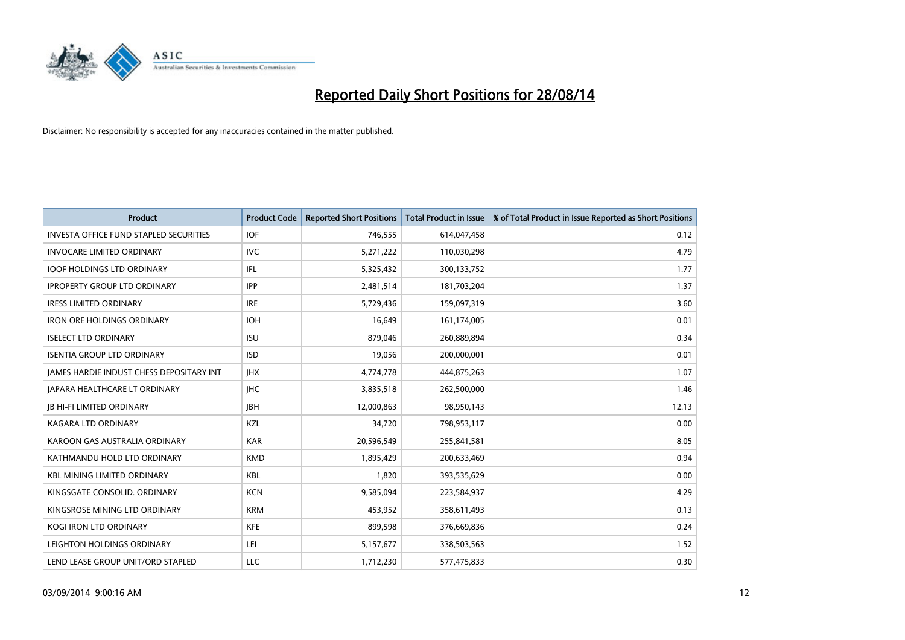# Reported Daily Short Positions for 28/08/14

Disclaimer: No responsibility is accepted for any inaccuracies contained in the matter published.

| Product | Product Code | Reported Short Positions | Total Product in Issue | % of Total Product in Issue Reported as Short Positions |
|---|---|---|---|---|
| INVESTA OFFICE FUND STAPLED SECURITIES | IOF | 746,555 | 614,047,458 | 0.12 |
| INVOCARE LIMITED ORDINARY | IVC | 5,271,222 | 110,030,298 | 4.79 |
| IOOF HOLDINGS LTD ORDINARY | IFL | 5,325,432 | 300,133,752 | 1.77 |
| IPROPERTY GROUP LTD ORDINARY | IPP | 2,481,514 | 181,703,204 | 1.37 |
| IRESS LIMITED ORDINARY | IRE | 5,729,436 | 159,097,319 | 3.60 |
| IRON ORE HOLDINGS ORDINARY | IOH | 16,649 | 161,174,005 | 0.01 |
| ISELECT LTD ORDINARY | ISU | 879,046 | 260,889,894 | 0.34 |
| ISENTIA GROUP LTD ORDINARY | ISD | 19,056 | 200,000,001 | 0.01 |
| JAMES HARDIE INDUST CHESS DEPOSITARY INT | JHX | 4,774,778 | 444,875,263 | 1.07 |
| JAPARA HEALTHCARE LT ORDINARY | JHC | 3,835,518 | 262,500,000 | 1.46 |
| JB HI-FI LIMITED ORDINARY | JBH | 12,000,863 | 98,950,143 | 12.13 |
| KAGARA LTD ORDINARY | KZL | 34,720 | 798,953,117 | 0.00 |
| KAROON GAS AUSTRALIA ORDINARY | KAR | 20,596,549 | 255,841,581 | 8.05 |
| KATHMANDU HOLD LTD ORDINARY | KMD | 1,895,429 | 200,633,469 | 0.94 |
| KBL MINING LIMITED ORDINARY | KBL | 1,820 | 393,535,629 | 0.00 |
| KINGSGATE CONSOLID. ORDINARY | KCN | 9,585,094 | 223,584,937 | 4.29 |
| KINGSROSE MINING LTD ORDINARY | KRM | 453,952 | 358,611,493 | 0.13 |
| KOGI IRON LTD ORDINARY | KFE | 899,598 | 376,669,836 | 0.24 |
| LEIGHTON HOLDINGS ORDINARY | LEI | 5,157,677 | 338,503,563 | 1.52 |
| LEND LEASE GROUP UNIT/ORD STAPLED | LLC | 1,712,230 | 577,475,833 | 0.30 |

03/09/2014 9:00:16 AM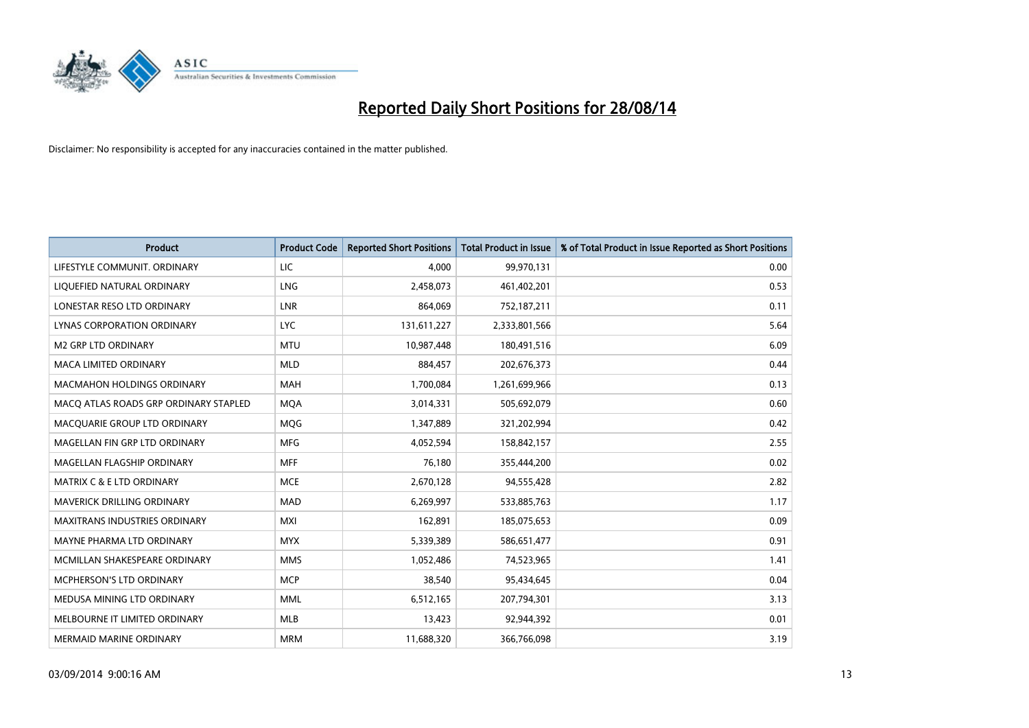# Reported Daily Short Positions for 28/08/14

Disclaimer: No responsibility is accepted for any inaccuracies contained in the matter published.

| Product | Product Code | Reported Short Positions | Total Product in Issue | % of Total Product in Issue Reported as Short Positions |
|---|---|---|---|---|
| LIFESTYLE COMMUNIT. ORDINARY | LIC | 4,000 | 99,970,131 | 0.00 |
| LIQUEFIED NATURAL ORDINARY | LNG | 2,458,073 | 461,402,201 | 0.53 |
| LONESTAR RESO LTD ORDINARY | LNR | 864,069 | 752,187,211 | 0.11 |
| LYNAS CORPORATION ORDINARY | LYC | 131,611,227 | 2,333,801,566 | 5.64 |
| M2 GRP LTD ORDINARY | MTU | 10,987,448 | 180,491,516 | 6.09 |
| MACA LIMITED ORDINARY | MLD | 884,457 | 202,676,373 | 0.44 |
| MACMAHON HOLDINGS ORDINARY | MAH | 1,700,084 | 1,261,699,966 | 0.13 |
| MACQ ATLAS ROADS GRP ORDINARY STAPLED | MQA | 3,014,331 | 505,692,079 | 0.60 |
| MACQUARIE GROUP LTD ORDINARY | MQG | 1,347,889 | 321,202,994 | 0.42 |
| MAGELLAN FIN GRP LTD ORDINARY | MFG | 4,052,594 | 158,842,157 | 2.55 |
| MAGELLAN FLAGSHIP ORDINARY | MFF | 76,180 | 355,444,200 | 0.02 |
| MATRIX C & E LTD ORDINARY | MCE | 2,670,128 | 94,555,428 | 2.82 |
| MAVERICK DRILLING ORDINARY | MAD | 6,269,997 | 533,885,763 | 1.17 |
| MAXITRANS INDUSTRIES ORDINARY | MXI | 162,891 | 185,075,653 | 0.09 |
| MAYNE PHARMA LTD ORDINARY | MYX | 5,339,389 | 586,651,477 | 0.91 |
| MCMILLAN SHAKESPEARE ORDINARY | MMS | 1,052,486 | 74,523,965 | 1.41 |
| MCPHERSON'S LTD ORDINARY | MCP | 38,540 | 95,434,645 | 0.04 |
| MEDUSA MINING LTD ORDINARY | MML | 6,512,165 | 207,794,301 | 3.13 |
| MELBOURNE IT LIMITED ORDINARY | MLB | 13,423 | 92,944,392 | 0.01 |
| MERMAID MARINE ORDINARY | MRM | 11,688,320 | 366,766,098 | 3.19 |

03/09/2014 9:00:16 AM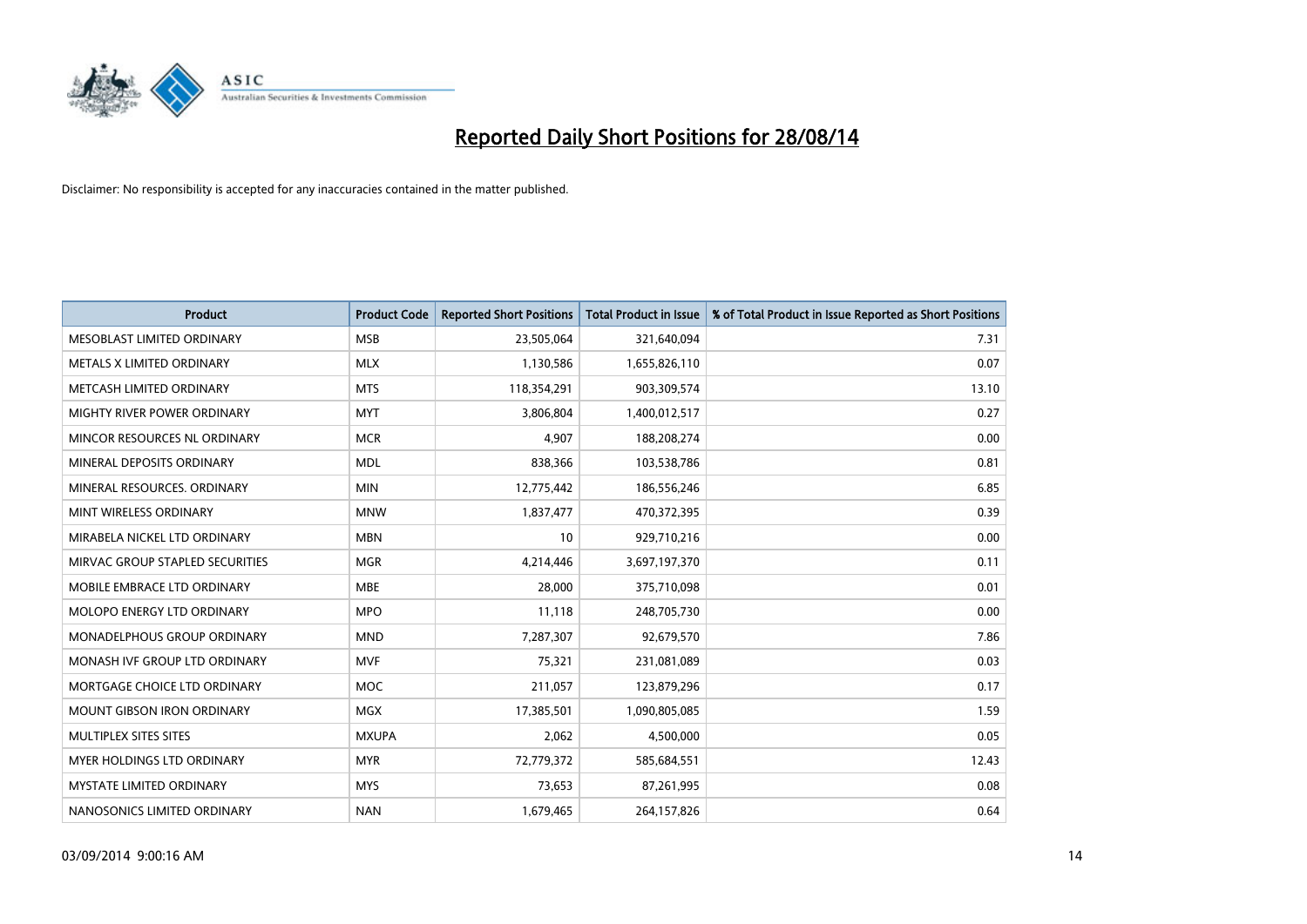# Reported Daily Short Positions for 28/08/14

Disclaimer: No responsibility is accepted for any inaccuracies contained in the matter published.

| Product | Product Code | Reported Short Positions | Total Product in Issue | % of Total Product in Issue Reported as Short Positions |
|---|---|---|---|---|
| MESOBLAST LIMITED ORDINARY | MSB | 23,505,064 | 321,640,094 | 7.31 |
| METALS X LIMITED ORDINARY | MLX | 1,130,586 | 1,655,826,110 | 0.07 |
| METCASH LIMITED ORDINARY | MTS | 118,354,291 | 903,309,574 | 13.10 |
| MIGHTY RIVER POWER ORDINARY | MYT | 3,806,804 | 1,400,012,517 | 0.27 |
| MINCOR RESOURCES NL ORDINARY | MCR | 4,907 | 188,208,274 | 0.00 |
| MINERAL DEPOSITS ORDINARY | MDL | 838,366 | 103,538,786 | 0.81 |
| MINERAL RESOURCES. ORDINARY | MIN | 12,775,442 | 186,556,246 | 6.85 |
| MINT WIRELESS ORDINARY | MNW | 1,837,477 | 470,372,395 | 0.39 |
| MIRABELA NICKEL LTD ORDINARY | MBN | 10 | 929,710,216 | 0.00 |
| MIRVAC GROUP STAPLED SECURITIES | MGR | 4,214,446 | 3,697,197,370 | 0.11 |
| MOBILE EMBRACE LTD ORDINARY | MBE | 28,000 | 375,710,098 | 0.01 |
| MOLOPO ENERGY LTD ORDINARY | MPO | 11,118 | 248,705,730 | 0.00 |
| MONADELPHOUS GROUP ORDINARY | MND | 7,287,307 | 92,679,570 | 7.86 |
| MONASH IVF GROUP LTD ORDINARY | MVF | 75,321 | 231,081,089 | 0.03 |
| MORTGAGE CHOICE LTD ORDINARY | MOC | 211,057 | 123,879,296 | 0.17 |
| MOUNT GIBSON IRON ORDINARY | MGX | 17,385,501 | 1,090,805,085 | 1.59 |
| MULTIPLEX SITES SITES | MXUPA | 2,062 | 4,500,000 | 0.05 |
| MYER HOLDINGS LTD ORDINARY | MYR | 72,779,372 | 585,684,551 | 12.43 |
| MYSTATE LIMITED ORDINARY | MYS | 73,653 | 87,261,995 | 0.08 |
| NANOSONICS LIMITED ORDINARY | NAN | 1,679,465 | 264,157,826 | 0.64 |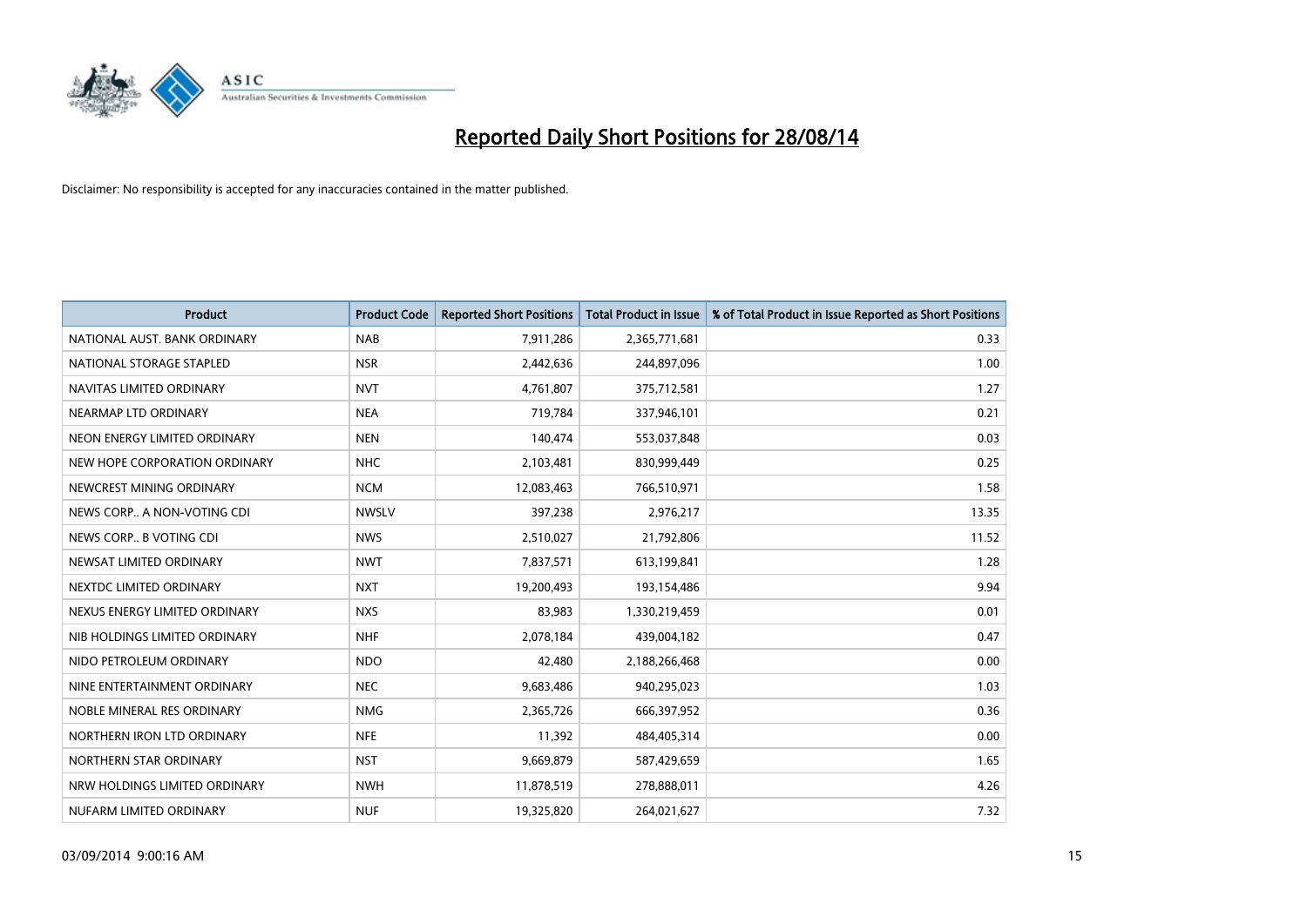# Reported Daily Short Positions for 28/08/14

Disclaimer: No responsibility is accepted for any inaccuracies contained in the matter published.

| Product | Product Code | Reported Short Positions | Total Product in Issue | % of Total Product in Issue Reported as Short Positions |
|---|---|---|---|---|
| NATIONAL AUST. BANK ORDINARY | NAB | 7,911,286 | 2,365,771,681 | 0.33 |
| NATIONAL STORAGE STAPLED | NSR | 2,442,636 | 244,897,096 | 1.00 |
| NAVITAS LIMITED ORDINARY | NVT | 4,761,807 | 375,712,581 | 1.27 |
| NEARMAP LTD ORDINARY | NEA | 719,784 | 337,946,101 | 0.21 |
| NEON ENERGY LIMITED ORDINARY | NEN | 140,474 | 553,037,848 | 0.03 |
| NEW HOPE CORPORATION ORDINARY | NHC | 2,103,481 | 830,999,449 | 0.25 |
| NEWCREST MINING ORDINARY | NCM | 12,083,463 | 766,510,971 | 1.58 |
| NEWS CORP.. A NON-VOTING CDI | NWSLV | 397,238 | 2,976,217 | 13.35 |
| NEWS CORP.. B VOTING CDI | NWS | 2,510,027 | 21,792,806 | 11.52 |
| NEWSAT LIMITED ORDINARY | NWT | 7,837,571 | 613,199,841 | 1.28 |
| NEXTDC LIMITED ORDINARY | NXT | 19,200,493 | 193,154,486 | 9.94 |
| NEXUS ENERGY LIMITED ORDINARY | NXS | 83,983 | 1,330,219,459 | 0.01 |
| NIB HOLDINGS LIMITED ORDINARY | NHF | 2,078,184 | 439,004,182 | 0.47 |
| NIDO PETROLEUM ORDINARY | NDO | 42,480 | 2,188,266,468 | 0.00 |
| NINE ENTERTAINMENT ORDINARY | NEC | 9,683,486 | 940,295,023 | 1.03 |
| NOBLE MINERAL RES ORDINARY | NMG | 2,365,726 | 666,397,952 | 0.36 |
| NORTHERN IRON LTD ORDINARY | NFE | 11,392 | 484,405,314 | 0.00 |
| NORTHERN STAR ORDINARY | NST | 9,669,879 | 587,429,659 | 1.65 |
| NRW HOLDINGS LIMITED ORDINARY | NWH | 11,878,519 | 278,888,011 | 4.26 |
| NUFARM LIMITED ORDINARY | NUF | 19,325,820 | 264,021,627 | 7.32 |

03/09/2014 9:00:16 AM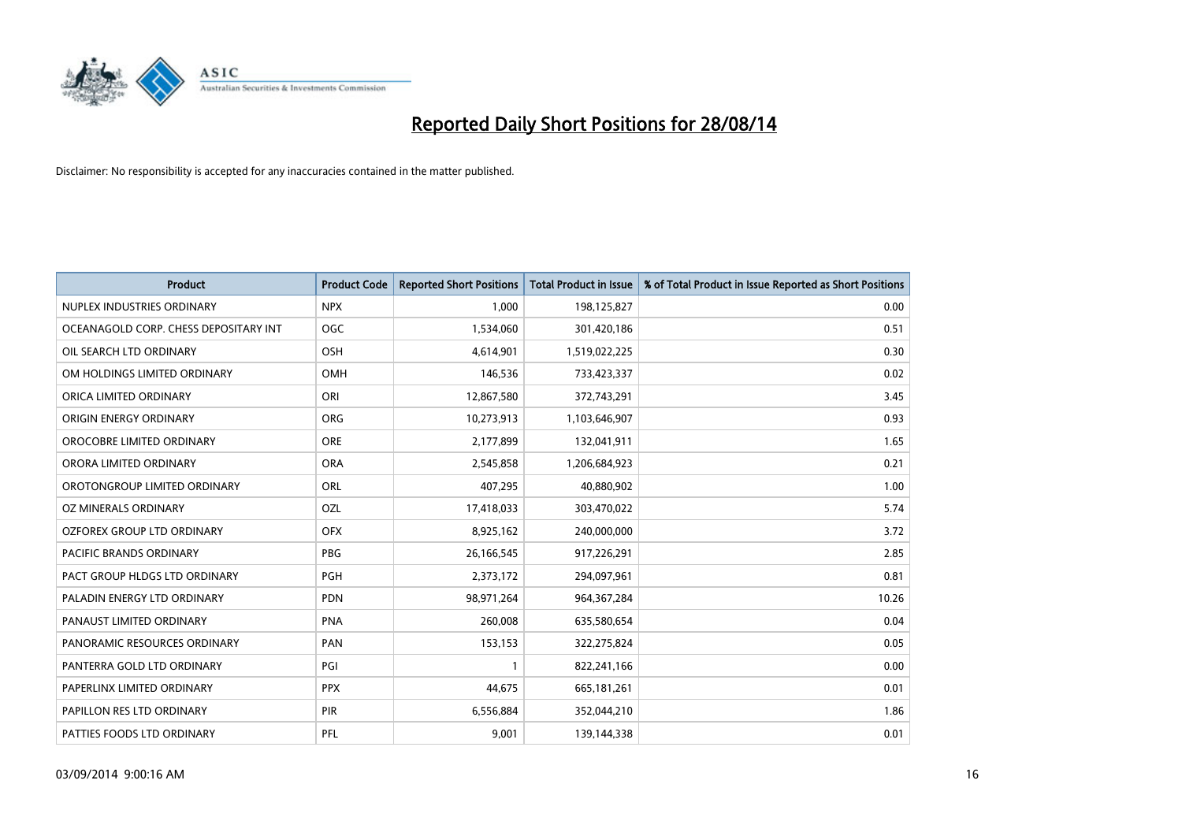# Reported Daily Short Positions for 28/08/14

Disclaimer: No responsibility is accepted for any inaccuracies contained in the matter published.

| Product | Product Code | Reported Short Positions | Total Product in Issue | % of Total Product in Issue Reported as Short Positions |
| --- | --- | --- | --- | --- |
| NUPLEX INDUSTRIES ORDINARY | NPX | 1,000 | 198,125,827 | 0.00 |
| OCEANAGOLD CORP. CHESS DEPOSITARY INT | OGC | 1,534,060 | 301,420,186 | 0.51 |
| OIL SEARCH LTD ORDINARY | OSH | 4,614,901 | 1,519,022,225 | 0.30 |
| OM HOLDINGS LIMITED ORDINARY | OMH | 146,536 | 733,423,337 | 0.02 |
| ORICA LIMITED ORDINARY | ORI | 12,867,580 | 372,743,291 | 3.45 |
| ORIGIN ENERGY ORDINARY | ORG | 10,273,913 | 1,103,646,907 | 0.93 |
| OROCOBRE LIMITED ORDINARY | ORE | 2,177,899 | 132,041,911 | 1.65 |
| ORORA LIMITED ORDINARY | ORA | 2,545,858 | 1,206,684,923 | 0.21 |
| OROTONGROUP LIMITED ORDINARY | ORL | 407,295 | 40,880,902 | 1.00 |
| OZ MINERALS ORDINARY | OZL | 17,418,033 | 303,470,022 | 5.74 |
| OZFOREX GROUP LTD ORDINARY | OFX | 8,925,162 | 240,000,000 | 3.72 |
| PACIFIC BRANDS ORDINARY | PBG | 26,166,545 | 917,226,291 | 2.85 |
| PACT GROUP HLDGS LTD ORDINARY | PGH | 2,373,172 | 294,097,961 | 0.81 |
| PALADIN ENERGY LTD ORDINARY | PDN | 98,971,264 | 964,367,284 | 10.26 |
| PANAUST LIMITED ORDINARY | PNA | 260,008 | 635,580,654 | 0.04 |
| PANORAMIC RESOURCES ORDINARY | PAN | 153,153 | 322,275,824 | 0.05 |
| PANTERRA GOLD LTD ORDINARY | PGI | 1 | 822,241,166 | 0.00 |
| PAPERLINX LIMITED ORDINARY | PPX | 44,675 | 665,181,261 | 0.01 |
| PAPILLON RES LTD ORDINARY | PIR | 6,556,884 | 352,044,210 | 1.86 |
| PATTIES FOODS LTD ORDINARY | PFL | 9,001 | 139,144,338 | 0.01 |

03/09/2014 9:00:16 AM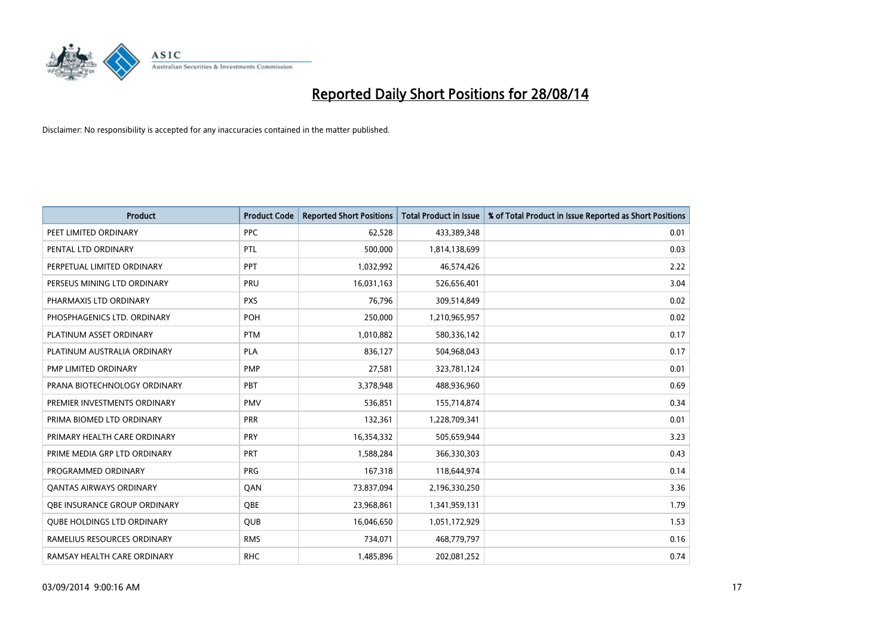# Reported Daily Short Positions for 28/08/14

Disclaimer: No responsibility is accepted for any inaccuracies contained in the matter published.

| Product | Product Code | Reported Short Positions | Total Product in Issue | % of Total Product in Issue Reported as Short Positions |
|---|---|---|---|---|
| PEET LIMITED ORDINARY | PPC | 62,528 | 433,389,348 | 0.01 |
| PENTAL LTD ORDINARY | PTL | 500,000 | 1,814,138,699 | 0.03 |
| PERPETUAL LIMITED ORDINARY | PPT | 1,032,992 | 46,574,426 | 2.22 |
| PERSEUS MINING LTD ORDINARY | PRU | 16,031,163 | 526,656,401 | 3.04 |
| PHARMAXIS LTD ORDINARY | PXS | 76,796 | 309,514,849 | 0.02 |
| PHOSPHAGENICS LTD. ORDINARY | POH | 250,000 | 1,210,965,957 | 0.02 |
| PLATINUM ASSET ORDINARY | PTM | 1,010,882 | 580,336,142 | 0.17 |
| PLATINUM AUSTRALIA ORDINARY | PLA | 836,127 | 504,968,043 | 0.17 |
| PMP LIMITED ORDINARY | PMP | 27,581 | 323,781,124 | 0.01 |
| PRANA BIOTECHNOLOGY ORDINARY | PBT | 3,378,948 | 488,936,960 | 0.69 |
| PREMIER INVESTMENTS ORDINARY | PMV | 536,851 | 155,714,874 | 0.34 |
| PRIMA BIOMED LTD ORDINARY | PRR | 132,361 | 1,228,709,341 | 0.01 |
| PRIMARY HEALTH CARE ORDINARY | PRY | 16,354,332 | 505,659,944 | 3.23 |
| PRIME MEDIA GRP LTD ORDINARY | PRT | 1,588,284 | 366,330,303 | 0.43 |
| PROGRAMMED ORDINARY | PRG | 167,318 | 118,644,974 | 0.14 |
| QANTAS AIRWAYS ORDINARY | QAN | 73,837,094 | 2,196,330,250 | 3.36 |
| QBE INSURANCE GROUP ORDINARY | QBE | 23,968,861 | 1,341,959,131 | 1.79 |
| QUBE HOLDINGS LTD ORDINARY | QUB | 16,046,650 | 1,051,172,929 | 1.53 |
| RAMELIUS RESOURCES ORDINARY | RMS | 734,071 | 468,779,797 | 0.16 |
| RAMSAY HEALTH CARE ORDINARY | RHC | 1,485,896 | 202,081,252 | 0.74 |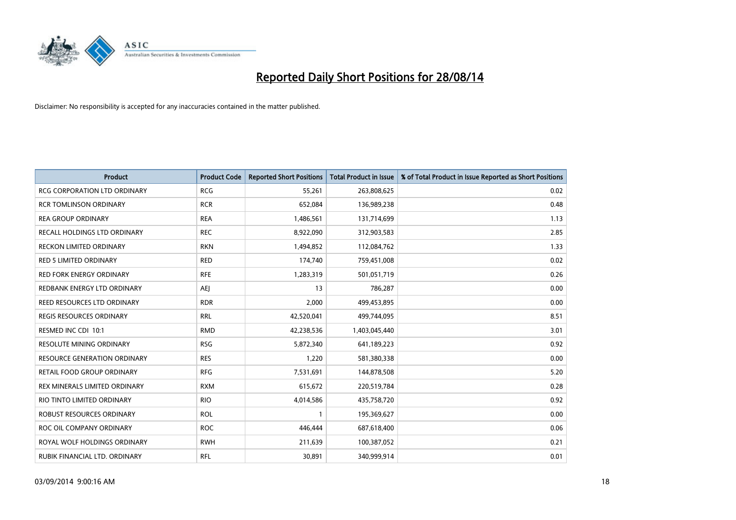# Reported Daily Short Positions for 28/08/14

Disclaimer: No responsibility is accepted for any inaccuracies contained in the matter published.

| Product | Product Code | Reported Short Positions | Total Product in Issue | % of Total Product in Issue Reported as Short Positions |
|---|---|---|---|---|
| RCG CORPORATION LTD ORDINARY | RCG | 55,261 | 263,808,625 | 0.02 |
| RCR TOMLINSON ORDINARY | RCR | 652,084 | 136,989,238 | 0.48 |
| REA GROUP ORDINARY | REA | 1,486,561 | 131,714,699 | 1.13 |
| RECALL HOLDINGS LTD ORDINARY | REC | 8,922,090 | 312,903,583 | 2.85 |
| RECKON LIMITED ORDINARY | RKN | 1,494,852 | 112,084,762 | 1.33 |
| RED 5 LIMITED ORDINARY | RED | 174,740 | 759,451,008 | 0.02 |
| RED FORK ENERGY ORDINARY | RFE | 1,283,319 | 501,051,719 | 0.26 |
| REDBANK ENERGY LTD ORDINARY | AEJ | 13 | 786,287 | 0.00 |
| REED RESOURCES LTD ORDINARY | RDR | 2,000 | 499,453,895 | 0.00 |
| REGIS RESOURCES ORDINARY | RRL | 42,520,041 | 499,744,095 | 8.51 |
| RESMED INC CDI 10:1 | RMD | 42,238,536 | 1,403,045,440 | 3.01 |
| RESOLUTE MINING ORDINARY | RSG | 5,872,340 | 641,189,223 | 0.92 |
| RESOURCE GENERATION ORDINARY | RES | 1,220 | 581,380,338 | 0.00 |
| RETAIL FOOD GROUP ORDINARY | RFG | 7,531,691 | 144,878,508 | 5.20 |
| REX MINERALS LIMITED ORDINARY | RXM | 615,672 | 220,519,784 | 0.28 |
| RIO TINTO LIMITED ORDINARY | RIO | 4,014,586 | 435,758,720 | 0.92 |
| ROBUST RESOURCES ORDINARY | ROL | 1 | 195,369,627 | 0.00 |
| ROC OIL COMPANY ORDINARY | ROC | 446,444 | 687,618,400 | 0.06 |
| ROYAL WOLF HOLDINGS ORDINARY | RWH | 211,639 | 100,387,052 | 0.21 |
| RUBIK FINANCIAL LTD. ORDINARY | RFL | 30,891 | 340,999,914 | 0.01 |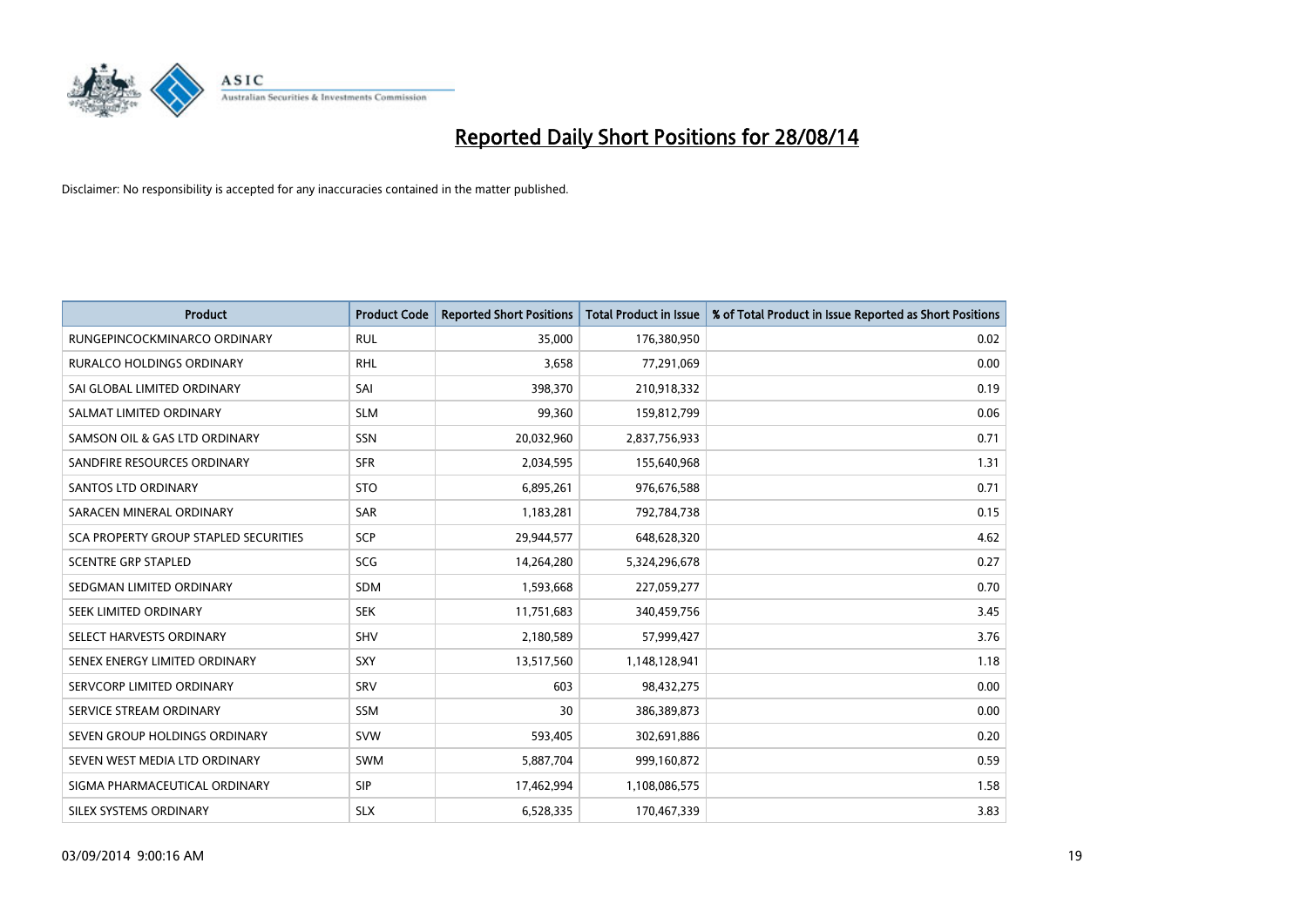# Reported Daily Short Positions for 28/08/14

Disclaimer: No responsibility is accepted for any inaccuracies contained in the matter published.

| Product | Product Code | Reported Short Positions | Total Product in Issue | % of Total Product in Issue Reported as Short Positions |
|---|---|---|---|---|
| RUNGEPINCOCKMINARCO ORDINARY | RUL | 35,000 | 176,380,950 | 0.02 |
| RURALCO HOLDINGS ORDINARY | RHL | 3,658 | 77,291,069 | 0.00 |
| SAI GLOBAL LIMITED ORDINARY | SAI | 398,370 | 210,918,332 | 0.19 |
| SALMAT LIMITED ORDINARY | SLM | 99,360 | 159,812,799 | 0.06 |
| SAMSON OIL & GAS LTD ORDINARY | SSN | 20,032,960 | 2,837,756,933 | 0.71 |
| SANDFIRE RESOURCES ORDINARY | SFR | 2,034,595 | 155,640,968 | 1.31 |
| SANTOS LTD ORDINARY | STO | 6,895,261 | 976,676,588 | 0.71 |
| SARACEN MINERAL ORDINARY | SAR | 1,183,281 | 792,784,738 | 0.15 |
| SCA PROPERTY GROUP STAPLED SECURITIES | SCP | 29,944,577 | 648,628,320 | 4.62 |
| SCENTRE GRP STAPLED | SCG | 14,264,280 | 5,324,296,678 | 0.27 |
| SEDGMAN LIMITED ORDINARY | SDM | 1,593,668 | 227,059,277 | 0.70 |
| SEEK LIMITED ORDINARY | SEK | 11,751,683 | 340,459,756 | 3.45 |
| SELECT HARVESTS ORDINARY | SHV | 2,180,589 | 57,999,427 | 3.76 |
| SENEX ENERGY LIMITED ORDINARY | SXY | 13,517,560 | 1,148,128,941 | 1.18 |
| SERVCORP LIMITED ORDINARY | SRV | 603 | 98,432,275 | 0.00 |
| SERVICE STREAM ORDINARY | SSM | 30 | 386,389,873 | 0.00 |
| SEVEN GROUP HOLDINGS ORDINARY | SVW | 593,405 | 302,691,886 | 0.20 |
| SEVEN WEST MEDIA LTD ORDINARY | SWM | 5,887,704 | 999,160,872 | 0.59 |
| SIGMA PHARMACEUTICAL ORDINARY | SIP | 17,462,994 | 1,108,086,575 | 1.58 |
| SILEX SYSTEMS ORDINARY | SLX | 6,528,335 | 170,467,339 | 3.83 |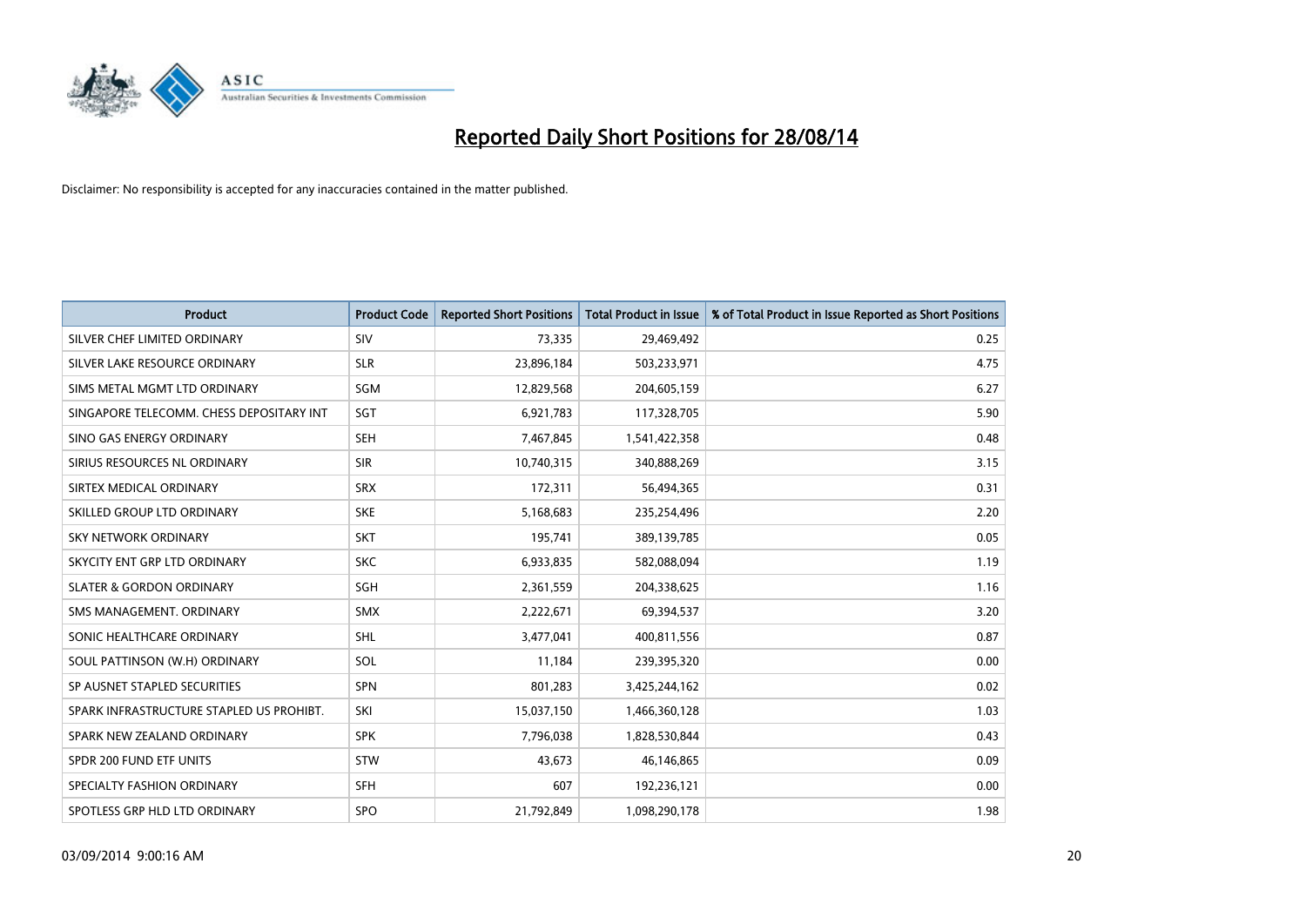# Reported Daily Short Positions for 28/08/14

Disclaimer: No responsibility is accepted for any inaccuracies contained in the matter published.

| Product | Product Code | Reported Short Positions | Total Product in Issue | % of Total Product in Issue Reported as Short Positions |
|---|---|---|---|---|
| SILVER CHEF LIMITED ORDINARY | SIV | 73,335 | 29,469,492 | 0.25 |
| SILVER LAKE RESOURCE ORDINARY | SLR | 23,896,184 | 503,233,971 | 4.75 |
| SIMS METAL MGMT LTD ORDINARY | SGM | 12,829,568 | 204,605,159 | 6.27 |
| SINGAPORE TELECOMM. CHESS DEPOSITARY INT | SGT | 6,921,783 | 117,328,705 | 5.90 |
| SINO GAS ENERGY ORDINARY | SEH | 7,467,845 | 1,541,422,358 | 0.48 |
| SIRIUS RESOURCES NL ORDINARY | SIR | 10,740,315 | 340,888,269 | 3.15 |
| SIRTEX MEDICAL ORDINARY | SRX | 172,311 | 56,494,365 | 0.31 |
| SKILLED GROUP LTD ORDINARY | SKE | 5,168,683 | 235,254,496 | 2.20 |
| SKY NETWORK ORDINARY | SKT | 195,741 | 389,139,785 | 0.05 |
| SKYCITY ENT GRP LTD ORDINARY | SKC | 6,933,835 | 582,088,094 | 1.19 |
| SLATER & GORDON ORDINARY | SGH | 2,361,559 | 204,338,625 | 1.16 |
| SMS MANAGEMENT. ORDINARY | SMX | 2,222,671 | 69,394,537 | 3.20 |
| SONIC HEALTHCARE ORDINARY | SHL | 3,477,041 | 400,811,556 | 0.87 |
| SOUL PATTINSON (W.H) ORDINARY | SOL | 11,184 | 239,395,320 | 0.00 |
| SP AUSNET STAPLED SECURITIES | SPN | 801,283 | 3,425,244,162 | 0.02 |
| SPARK INFRASTRUCTURE STAPLED US PROHIBT. | SKI | 15,037,150 | 1,466,360,128 | 1.03 |
| SPARK NEW ZEALAND ORDINARY | SPK | 7,796,038 | 1,828,530,844 | 0.43 |
| SPDR 200 FUND ETF UNITS | STW | 43,673 | 46,146,865 | 0.09 |
| SPECIALTY FASHION ORDINARY | SFH | 607 | 192,236,121 | 0.00 |
| SPOTLESS GRP HLD LTD ORDINARY | SPO | 21,792,849 | 1,098,290,178 | 1.98 |

03/09/2014 9:00:16 AM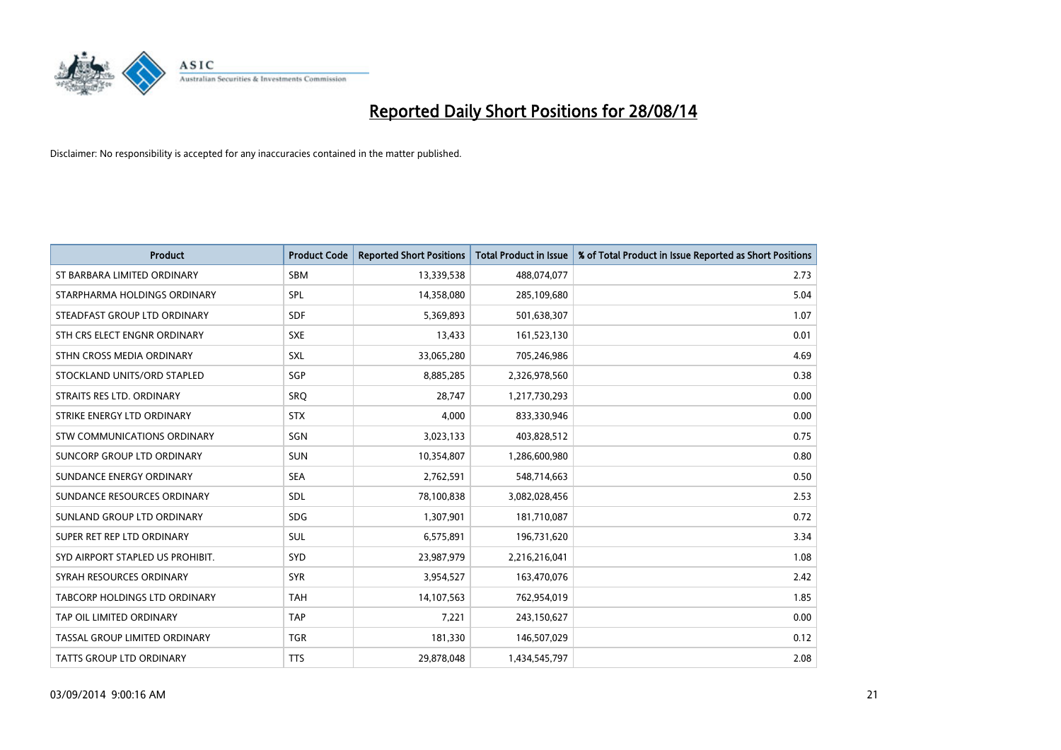# Reported Daily Short Positions for 28/08/14

Disclaimer: No responsibility is accepted for any inaccuracies contained in the matter published.

| Product | Product Code | Reported Short Positions | Total Product in Issue | % of Total Product in Issue Reported as Short Positions |
|---|---|---|---|---|
| ST BARBARA LIMITED ORDINARY | SBM | 13,339,538 | 488,074,077 | 2.73 |
| STARPHARMA HOLDINGS ORDINARY | SPL | 14,358,080 | 285,109,680 | 5.04 |
| STEADFAST GROUP LTD ORDINARY | SDF | 5,369,893 | 501,638,307 | 1.07 |
| STH CRS ELECT ENGNR ORDINARY | SXE | 13,433 | 161,523,130 | 0.01 |
| STHN CROSS MEDIA ORDINARY | SXL | 33,065,280 | 705,246,986 | 4.69 |
| STOCKLAND UNITS/ORD STAPLED | SGP | 8,885,285 | 2,326,978,560 | 0.38 |
| STRAITS RES LTD. ORDINARY | SRQ | 28,747 | 1,217,730,293 | 0.00 |
| STRIKE ENERGY LTD ORDINARY | STX | 4,000 | 833,330,946 | 0.00 |
| STW COMMUNICATIONS ORDINARY | SGN | 3,023,133 | 403,828,512 | 0.75 |
| SUNCORP GROUP LTD ORDINARY | SUN | 10,354,807 | 1,286,600,980 | 0.80 |
| SUNDANCE ENERGY ORDINARY | SEA | 2,762,591 | 548,714,663 | 0.50 |
| SUNDANCE RESOURCES ORDINARY | SDL | 78,100,838 | 3,082,028,456 | 2.53 |
| SUNLAND GROUP LTD ORDINARY | SDG | 1,307,901 | 181,710,087 | 0.72 |
| SUPER RET REP LTD ORDINARY | SUL | 6,575,891 | 196,731,620 | 3.34 |
| SYD AIRPORT STAPLED US PROHIBIT. | SYD | 23,987,979 | 2,216,216,041 | 1.08 |
| SYRAH RESOURCES ORDINARY | SYR | 3,954,527 | 163,470,076 | 2.42 |
| TABCORP HOLDINGS LTD ORDINARY | TAH | 14,107,563 | 762,954,019 | 1.85 |
| TAP OIL LIMITED ORDINARY | TAP | 7,221 | 243,150,627 | 0.00 |
| TASSAL GROUP LIMITED ORDINARY | TGR | 181,330 | 146,507,029 | 0.12 |
| TATTS GROUP LTD ORDINARY | TTS | 29,878,048 | 1,434,545,797 | 2.08 |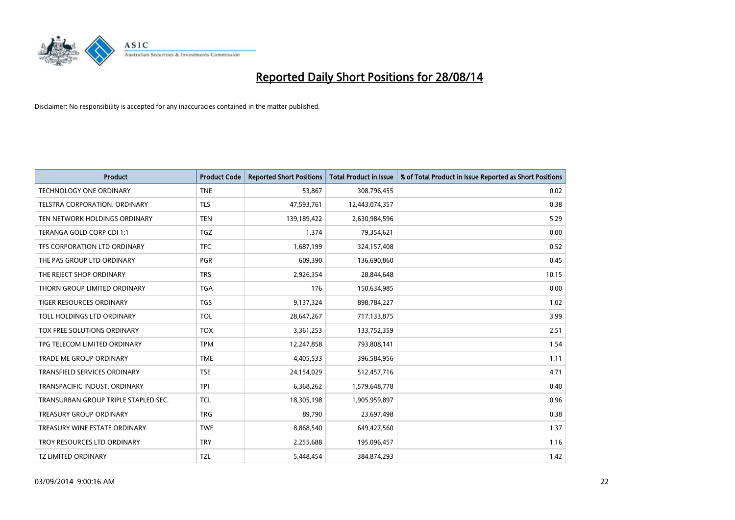# Reported Daily Short Positions for 28/08/14

Disclaimer: No responsibility is accepted for any inaccuracies contained in the matter published.

| Product | Product Code | Reported Short Positions | Total Product in Issue | % of Total Product in Issue Reported as Short Positions |
|---|---|---|---|---|
| TECHNOLOGY ONE ORDINARY | TNE | 53,867 | 308,796,455 | 0.02 |
| TELSTRA CORPORATION. ORDINARY | TLS | 47,593,761 | 12,443,074,357 | 0.38 |
| TEN NETWORK HOLDINGS ORDINARY | TEN | 139,189,422 | 2,630,984,596 | 5.29 |
| TERANGA GOLD CORP CDI 1:1 | TGZ | 1,374 | 79,354,621 | 0.00 |
| TFS CORPORATION LTD ORDINARY | TFC | 1,687,199 | 324,157,408 | 0.52 |
| THE PAS GROUP LTD ORDINARY | PGR | 609,390 | 136,690,860 | 0.45 |
| THE REJECT SHOP ORDINARY | TRS | 2,926,354 | 28,844,648 | 10.15 |
| THORN GROUP LIMITED ORDINARY | TGA | 176 | 150,634,985 | 0.00 |
| TIGER RESOURCES ORDINARY | TGS | 9,137,324 | 898,784,227 | 1.02 |
| TOLL HOLDINGS LTD ORDINARY | TOL | 28,647,267 | 717,133,875 | 3.99 |
| TOX FREE SOLUTIONS ORDINARY | TOX | 3,361,253 | 133,752,359 | 2.51 |
| TPG TELECOM LIMITED ORDINARY | TPM | 12,247,858 | 793,808,141 | 1.54 |
| TRADE ME GROUP ORDINARY | TME | 4,405,533 | 396,584,956 | 1.11 |
| TRANSFIELD SERVICES ORDINARY | TSE | 24,154,029 | 512,457,716 | 4.71 |
| TRANSPACIFIC INDUST. ORDINARY | TPI | 6,368,262 | 1,579,648,778 | 0.40 |
| TRANSURBAN GROUP TRIPLE STAPLED SEC. | TCL | 18,305,198 | 1,905,959,897 | 0.96 |
| TREASURY GROUP ORDINARY | TRG | 89,790 | 23,697,498 | 0.38 |
| TREASURY WINE ESTATE ORDINARY | TWE | 8,868,540 | 649,427,560 | 1.37 |
| TROY RESOURCES LTD ORDINARY | TRY | 2,255,688 | 195,096,457 | 1.16 |
| TZ LIMITED ORDINARY | TZL | 5,448,454 | 384,874,293 | 1.42 |

03/09/2014 9:00:16 AM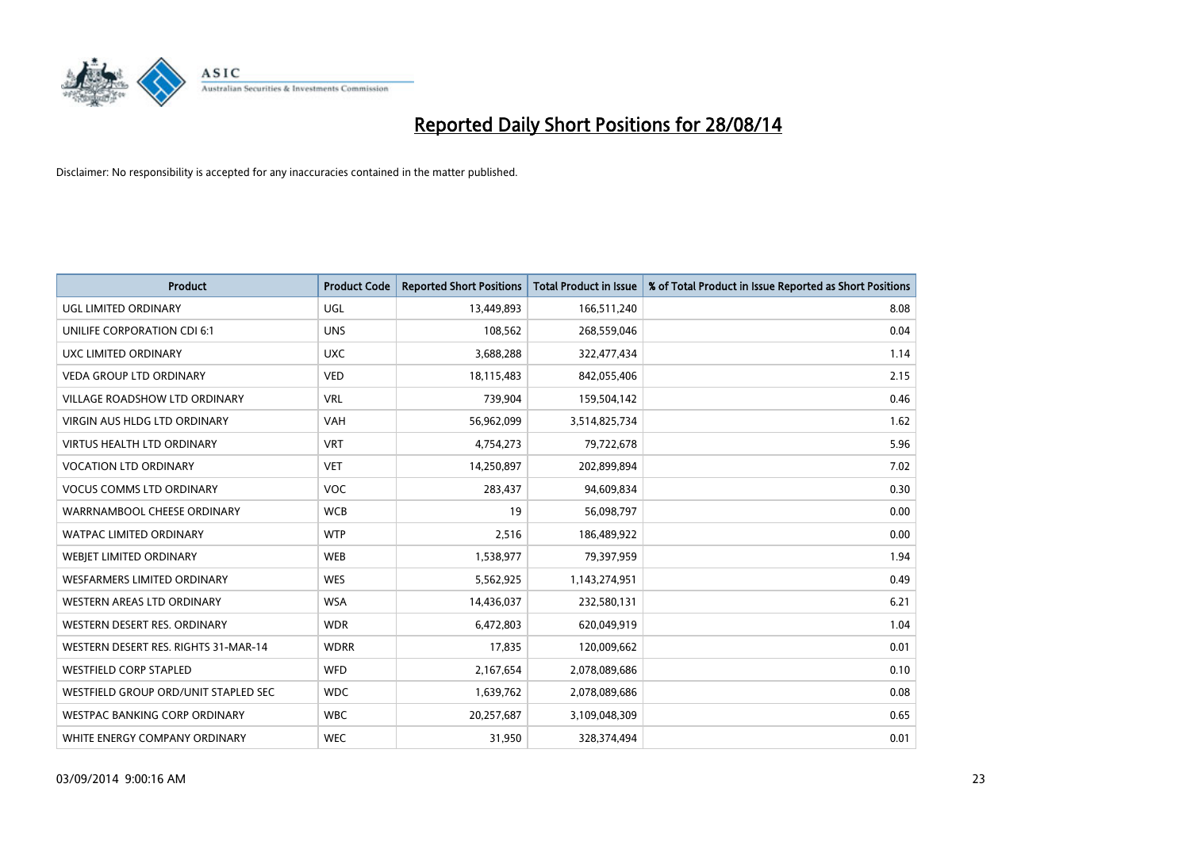# Reported Daily Short Positions for 28/08/14

Disclaimer: No responsibility is accepted for any inaccuracies contained in the matter published.

| Product | Product Code | Reported Short Positions | Total Product in Issue | % of Total Product in Issue Reported as Short Positions |
| --- | --- | --- | --- | --- |
| UGL LIMITED ORDINARY | UGL | 13,449,893 | 166,511,240 | 8.08 |
| UNILIFE CORPORATION CDI 6:1 | UNS | 108,562 | 268,559,046 | 0.04 |
| UXC LIMITED ORDINARY | UXC | 3,688,288 | 322,477,434 | 1.14 |
| VEDA GROUP LTD ORDINARY | VED | 18,115,483 | 842,055,406 | 2.15 |
| VILLAGE ROADSHOW LTD ORDINARY | VRL | 739,904 | 159,504,142 | 0.46 |
| VIRGIN AUS HLDG LTD ORDINARY | VAH | 56,962,099 | 3,514,825,734 | 1.62 |
| VIRTUS HEALTH LTD ORDINARY | VRT | 4,754,273 | 79,722,678 | 5.96 |
| VOCATION LTD ORDINARY | VET | 14,250,897 | 202,899,894 | 7.02 |
| VOCUS COMMS LTD ORDINARY | VOC | 283,437 | 94,609,834 | 0.30 |
| WARRNAMBOOL CHEESE ORDINARY | WCB | 19 | 56,098,797 | 0.00 |
| WATPAC LIMITED ORDINARY | WTP | 2,516 | 186,489,922 | 0.00 |
| WEBJET LIMITED ORDINARY | WEB | 1,538,977 | 79,397,959 | 1.94 |
| WESFARMERS LIMITED ORDINARY | WES | 5,562,925 | 1,143,274,951 | 0.49 |
| WESTERN AREAS LTD ORDINARY | WSA | 14,436,037 | 232,580,131 | 6.21 |
| WESTERN DESERT RES. ORDINARY | WDR | 6,472,803 | 620,049,919 | 1.04 |
| WESTERN DESERT RES. RIGHTS 31-MAR-14 | WDRR | 17,835 | 120,009,662 | 0.01 |
| WESTFIELD CORP STAPLED | WFD | 2,167,654 | 2,078,089,686 | 0.10 |
| WESTFIELD GROUP ORD/UNIT STAPLED SEC | WDC | 1,639,762 | 2,078,089,686 | 0.08 |
| WESTPAC BANKING CORP ORDINARY | WBC | 20,257,687 | 3,109,048,309 | 0.65 |
| WHITE ENERGY COMPANY ORDINARY | WEC | 31,950 | 328,374,494 | 0.01 |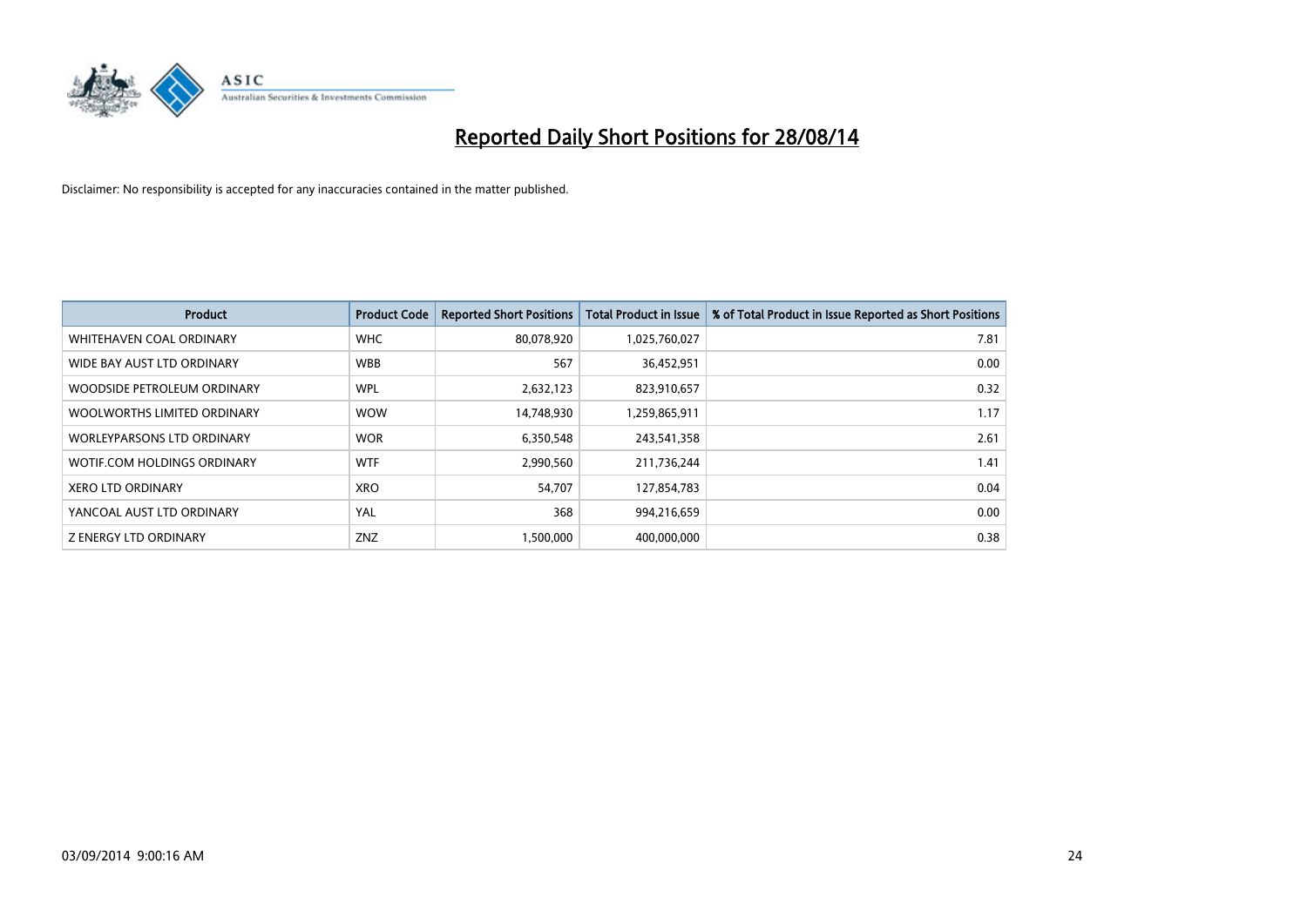# Reported Daily Short Positions for 28/08/14

Disclaimer: No responsibility is accepted for any inaccuracies contained in the matter published.

| Product | Product Code | Reported Short Positions | Total Product in Issue | % of Total Product in Issue Reported as Short Positions |
|---|---|---|---|---|
| WHITEHAVEN COAL ORDINARY | WHC | 80,078,920 | 1,025,760,027 | 7.81 |
| WIDE BAY AUST LTD ORDINARY | WBB | 567 | 36,452,951 | 0.00 |
| WOODSIDE PETROLEUM ORDINARY | WPL | 2,632,123 | 823,910,657 | 0.32 |
| WOOLWORTHS LIMITED ORDINARY | WOW | 14,748,930 | 1,259,865,911 | 1.17 |
| WORLEYPARSONS LTD ORDINARY | WOR | 6,350,548 | 243,541,358 | 2.61 |
| WOTIF.COM HOLDINGS ORDINARY | WTF | 2,990,560 | 211,736,244 | 1.41 |
| XERO LTD ORDINARY | XRO | 54,707 | 127,854,783 | 0.04 |
| YANCOAL AUST LTD ORDINARY | YAL | 368 | 994,216,659 | 0.00 |
| Z ENERGY LTD ORDINARY | ZNZ | 1,500,000 | 400,000,000 | 0.38 |

03/09/2014 9:00:16 AM